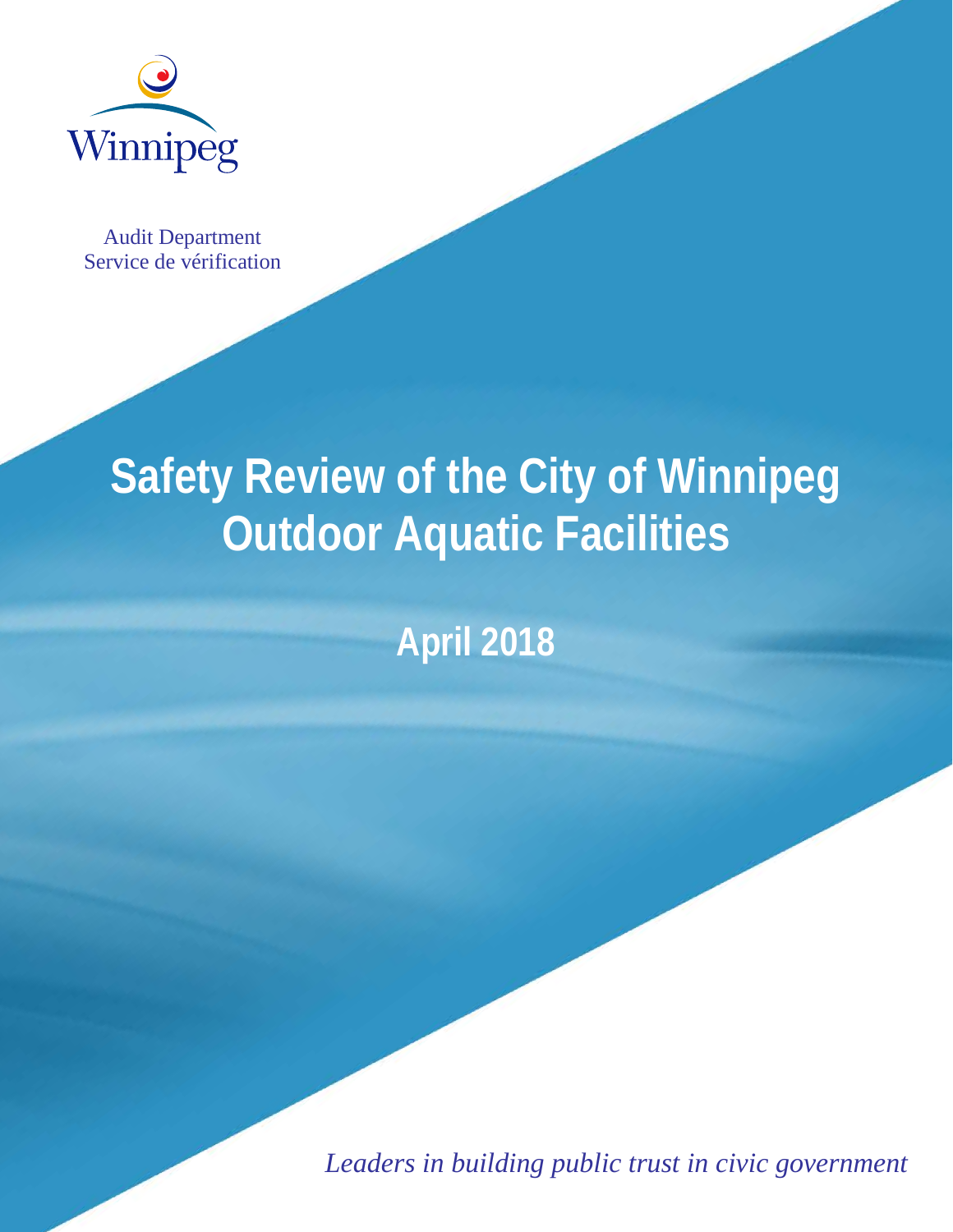Winnipeg

Audit Department
Service de vérification

# Safety Review of the City of Winnipeg Outdoor Aquatic Facilities

## April 2018

*Leaders in building public trust in civic government*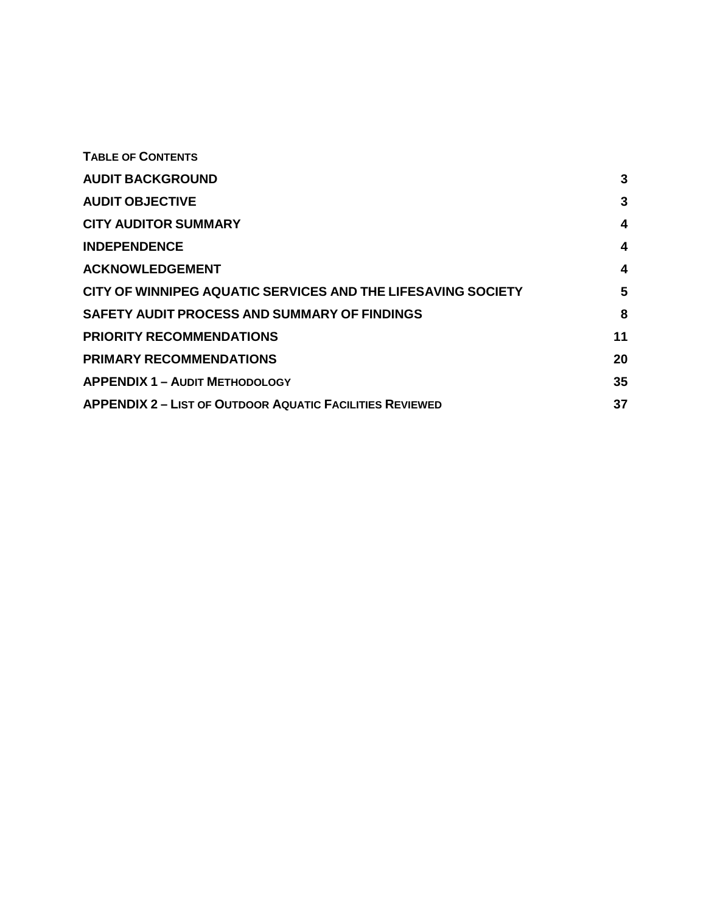**Table of Contents**

| | |
|---|---|
| **AUDIT BACKGROUND** | **3** |
| **AUDIT OBJECTIVE** | **3** |
| **CITY AUDITOR SUMMARY** | **4** |
| **INDEPENDENCE** | **4** |
| **ACKNOWLEDGEMENT** | **4** |
| **CITY OF WINNIPEG AQUATIC SERVICES AND THE LIFESAVING SOCIETY** | **5** |
| **SAFETY AUDIT PROCESS AND SUMMARY OF FINDINGS** | **8** |
| **PRIORITY RECOMMENDATIONS** | **11** |
| **PRIMARY RECOMMENDATIONS** | **20** |
| **APPENDIX 1 – AUDIT METHODOLOGY** | **35** |
| **APPENDIX 2 – LIST OF OUTDOOR AQUATIC FACILITIES REVIEWED** | **37** |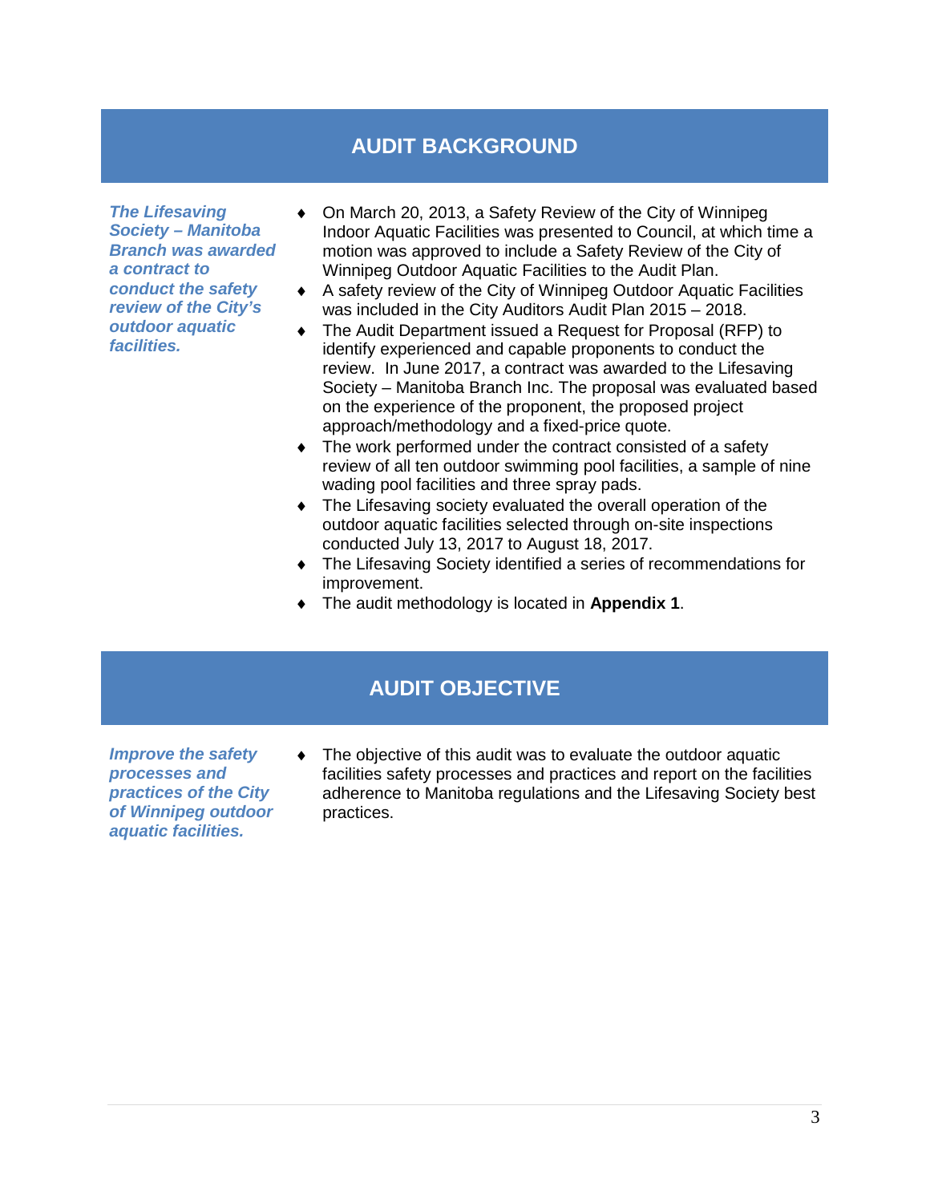## AUDIT BACKGROUND

***The Lifesaving Society – Manitoba Branch was awarded a contract to conduct the safety review of the City's outdoor aquatic facilities.***

- On March 20, 2013, a Safety Review of the City of Winnipeg Indoor Aquatic Facilities was presented to Council, at which time a motion was approved to include a Safety Review of the City of Winnipeg Outdoor Aquatic Facilities to the Audit Plan.
- A safety review of the City of Winnipeg Outdoor Aquatic Facilities was included in the City Auditors Audit Plan 2015 – 2018.
- The Audit Department issued a Request for Proposal (RFP) to identify experienced and capable proponents to conduct the review. In June 2017, a contract was awarded to the Lifesaving Society – Manitoba Branch Inc. The proposal was evaluated based on the experience of the proponent, the proposed project approach/methodology and a fixed-price quote.
- The work performed under the contract consisted of a safety review of all ten outdoor swimming pool facilities, a sample of nine wading pool facilities and three spray pads.
- The Lifesaving society evaluated the overall operation of the outdoor aquatic facilities selected through on-site inspections conducted July 13, 2017 to August 18, 2017.
- The Lifesaving Society identified a series of recommendations for improvement.
- The audit methodology is located in **Appendix 1**.

## AUDIT OBJECTIVE

***Improve the safety processes and practices of the City of Winnipeg outdoor aquatic facilities.***

- The objective of this audit was to evaluate the outdoor aquatic facilities safety processes and practices and report on the facilities adherence to Manitoba regulations and the Lifesaving Society best practices.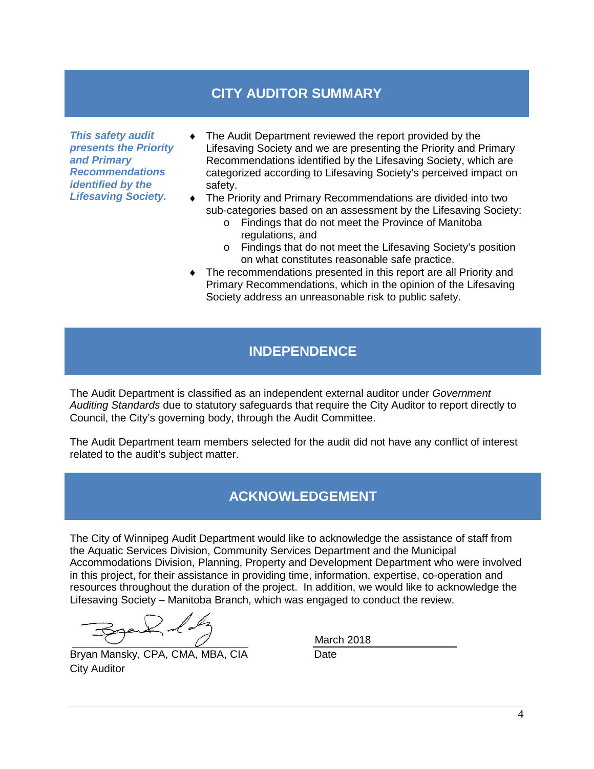## CITY AUDITOR SUMMARY

***This safety audit presents the Priority and Primary Recommendations identified by the Lifesaving Society.***

- The Audit Department reviewed the report provided by the Lifesaving Society and we are presenting the Priority and Primary Recommendations identified by the Lifesaving Society, which are categorized according to Lifesaving Society's perceived impact on safety.
- The Priority and Primary Recommendations are divided into two sub-categories based on an assessment by the Lifesaving Society:
  - Findings that do not meet the Province of Manitoba regulations, and
  - Findings that do not meet the Lifesaving Society's position on what constitutes reasonable safe practice.
- The recommendations presented in this report are all Priority and Primary Recommendations, which in the opinion of the Lifesaving Society address an unreasonable risk to public safety.

## INDEPENDENCE

The Audit Department is classified as an independent external auditor under *Government Auditing Standards* due to statutory safeguards that require the City Auditor to report directly to Council, the City's governing body, through the Audit Committee.

The Audit Department team members selected for the audit did not have any conflict of interest related to the audit's subject matter.

## ACKNOWLEDGEMENT

The City of Winnipeg Audit Department would like to acknowledge the assistance of staff from the Aquatic Services Division, Community Services Department and the Municipal Accommodations Division, Planning, Property and Development Department who were involved in this project, for their assistance in providing time, information, expertise, co-operation and resources throughout the duration of the project. In addition, we would like to acknowledge the Lifesaving Society – Manitoba Branch, which was engaged to conduct the review.

| | |
|---|---|
| Bryan Mansky, CPA, CMA, MBA, CIA<br>City Auditor | March 2018<br>Date |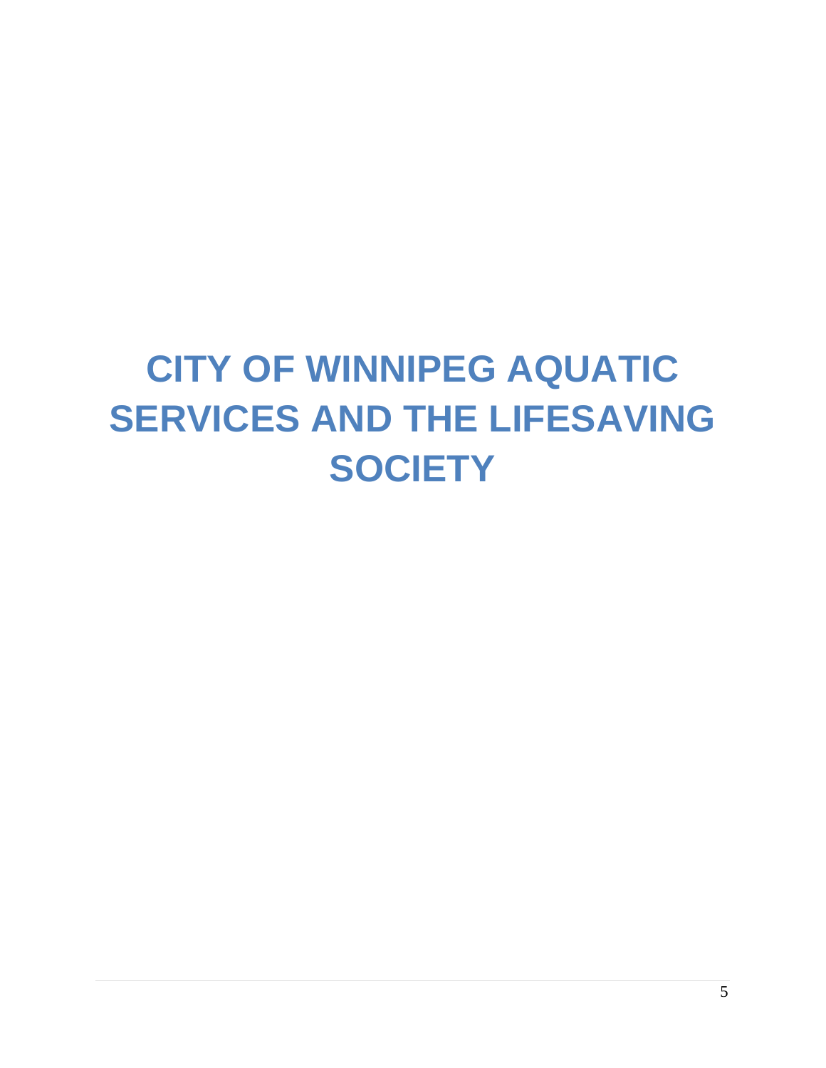# CITY OF WINNIPEG AQUATIC SERVICES AND THE LIFESAVING SOCIETY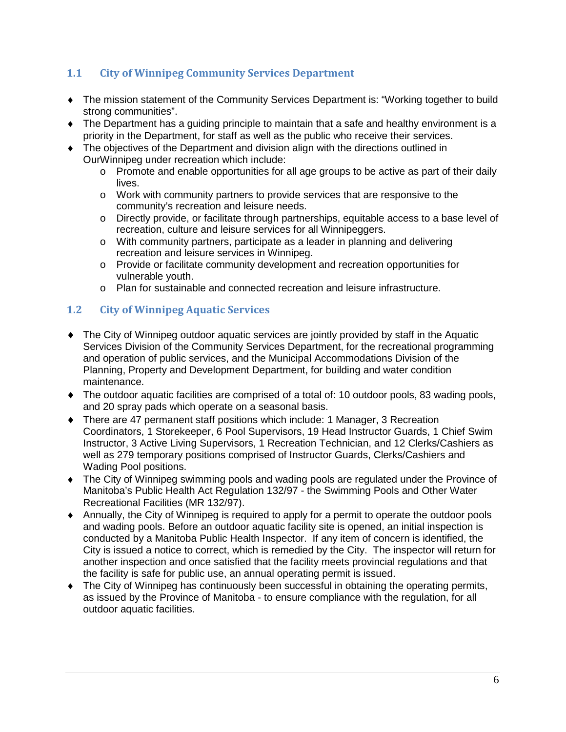## 1.1 City of Winnipeg Community Services Department

- The mission statement of the Community Services Department is: "Working together to build strong communities".
- The Department has a guiding principle to maintain that a safe and healthy environment is a priority in the Department, for staff as well as the public who receive their services.
- The objectives of the Department and division align with the directions outlined in OurWinnipeg under recreation which include:
  - Promote and enable opportunities for all age groups to be active as part of their daily lives.
  - Work with community partners to provide services that are responsive to the community's recreation and leisure needs.
  - Directly provide, or facilitate through partnerships, equitable access to a base level of recreation, culture and leisure services for all Winnipeggers.
  - With community partners, participate as a leader in planning and delivering recreation and leisure services in Winnipeg.
  - Provide or facilitate community development and recreation opportunities for vulnerable youth.
  - Plan for sustainable and connected recreation and leisure infrastructure.

## 1.2 City of Winnipeg Aquatic Services

- The City of Winnipeg outdoor aquatic services are jointly provided by staff in the Aquatic Services Division of the Community Services Department, for the recreational programming and operation of public services, and the Municipal Accommodations Division of the Planning, Property and Development Department, for building and water condition maintenance.
- The outdoor aquatic facilities are comprised of a total of: 10 outdoor pools, 83 wading pools, and 20 spray pads which operate on a seasonal basis.
- There are 47 permanent staff positions which include: 1 Manager, 3 Recreation Coordinators, 1 Storekeeper, 6 Pool Supervisors, 19 Head Instructor Guards, 1 Chief Swim Instructor, 3 Active Living Supervisors, 1 Recreation Technician, and 12 Clerks/Cashiers as well as 279 temporary positions comprised of Instructor Guards, Clerks/Cashiers and Wading Pool positions.
- The City of Winnipeg swimming pools and wading pools are regulated under the Province of Manitoba's Public Health Act Regulation 132/97 - the Swimming Pools and Other Water Recreational Facilities (MR 132/97).
- Annually, the City of Winnipeg is required to apply for a permit to operate the outdoor pools and wading pools. Before an outdoor aquatic facility site is opened, an initial inspection is conducted by a Manitoba Public Health Inspector. If any item of concern is identified, the City is issued a notice to correct, which is remedied by the City. The inspector will return for another inspection and once satisfied that the facility meets provincial regulations and that the facility is safe for public use, an annual operating permit is issued.
- The City of Winnipeg has continuously been successful in obtaining the operating permits, as issued by the Province of Manitoba - to ensure compliance with the regulation, for all outdoor aquatic facilities.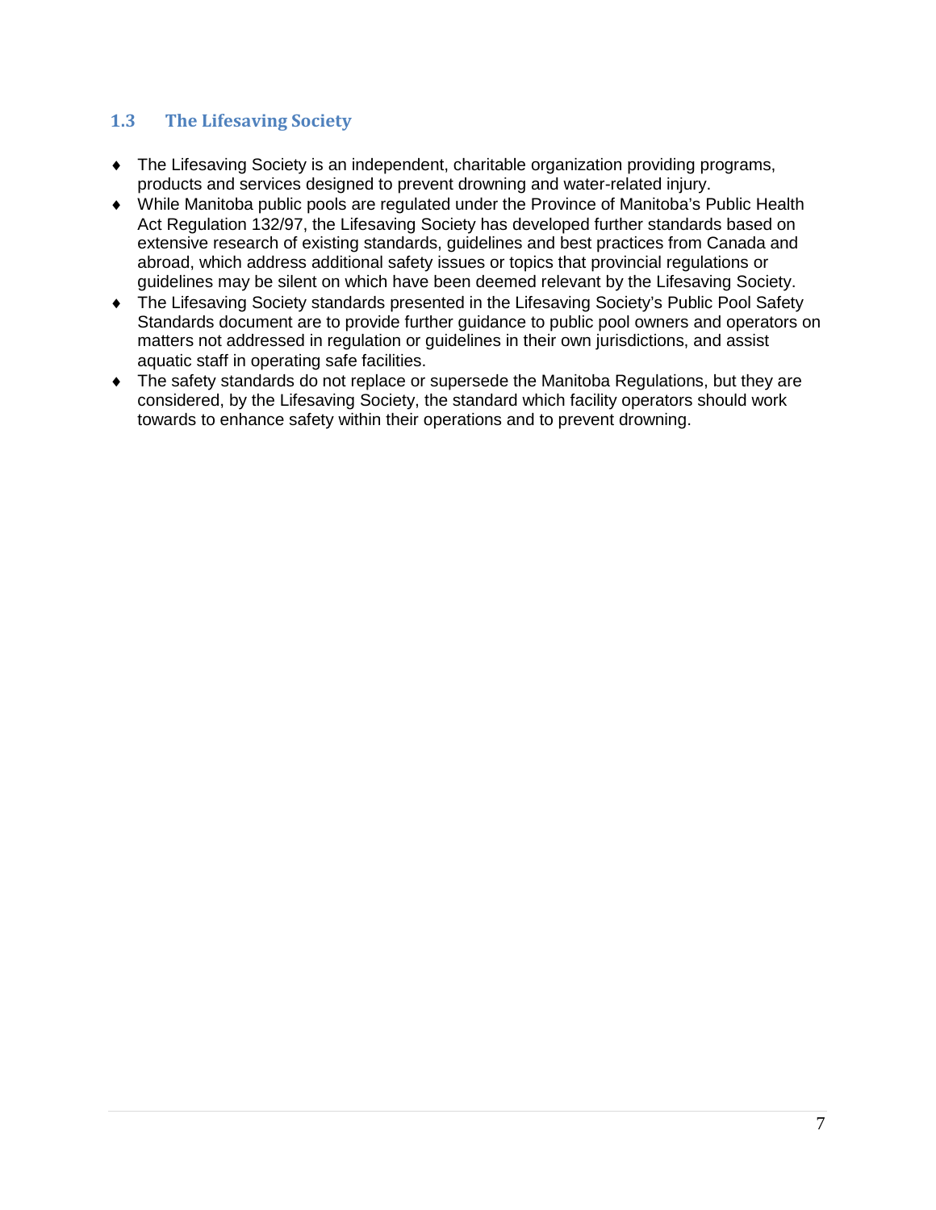## 1.3 The Lifesaving Society

- The Lifesaving Society is an independent, charitable organization providing programs, products and services designed to prevent drowning and water-related injury.
- While Manitoba public pools are regulated under the Province of Manitoba's Public Health Act Regulation 132/97, the Lifesaving Society has developed further standards based on extensive research of existing standards, guidelines and best practices from Canada and abroad, which address additional safety issues or topics that provincial regulations or guidelines may be silent on which have been deemed relevant by the Lifesaving Society.
- The Lifesaving Society standards presented in the Lifesaving Society's Public Pool Safety Standards document are to provide further guidance to public pool owners and operators on matters not addressed in regulation or guidelines in their own jurisdictions, and assist aquatic staff in operating safe facilities.
- The safety standards do not replace or supersede the Manitoba Regulations, but they are considered, by the Lifesaving Society, the standard which facility operators should work towards to enhance safety within their operations and to prevent drowning.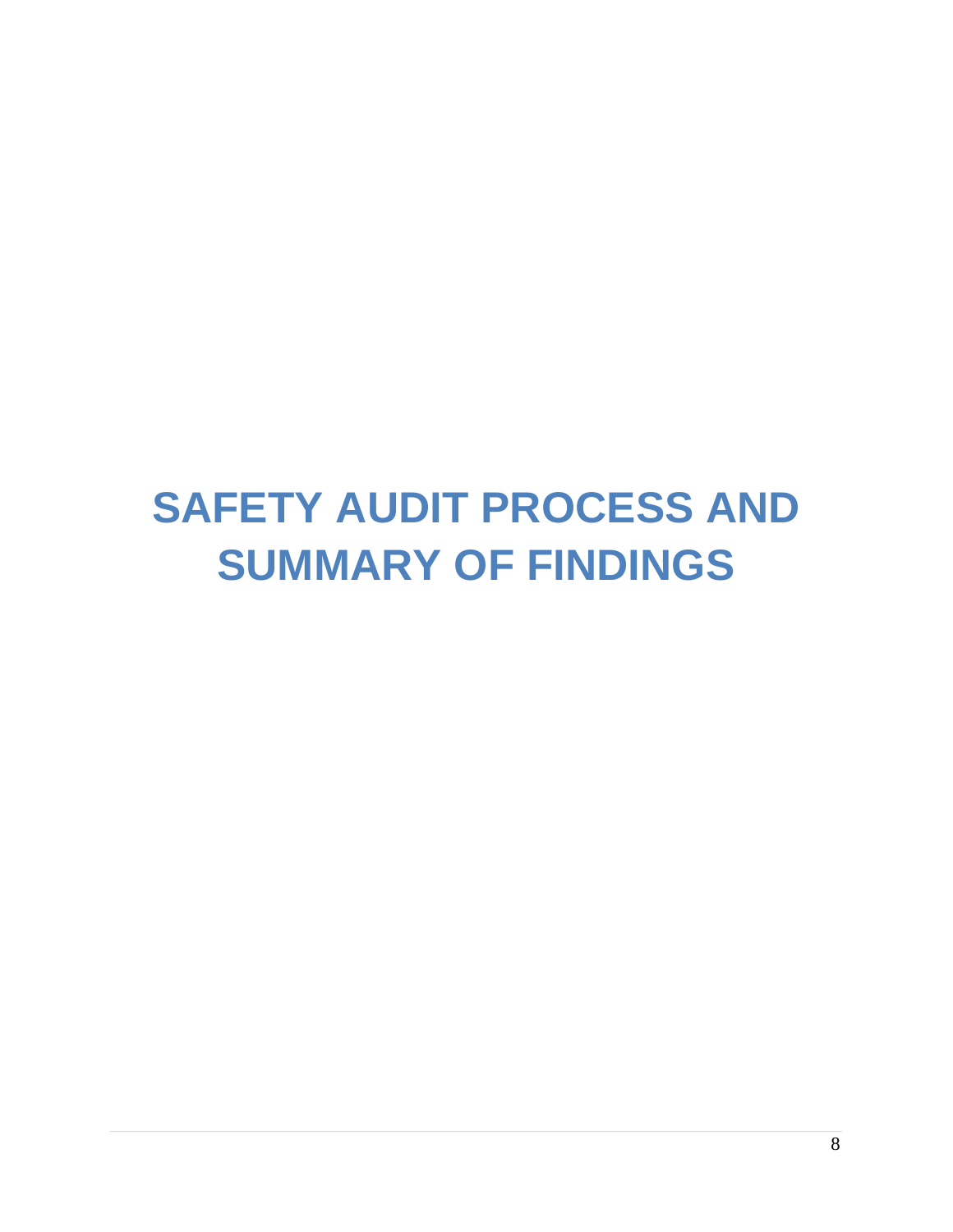# SAFETY AUDIT PROCESS AND SUMMARY OF FINDINGS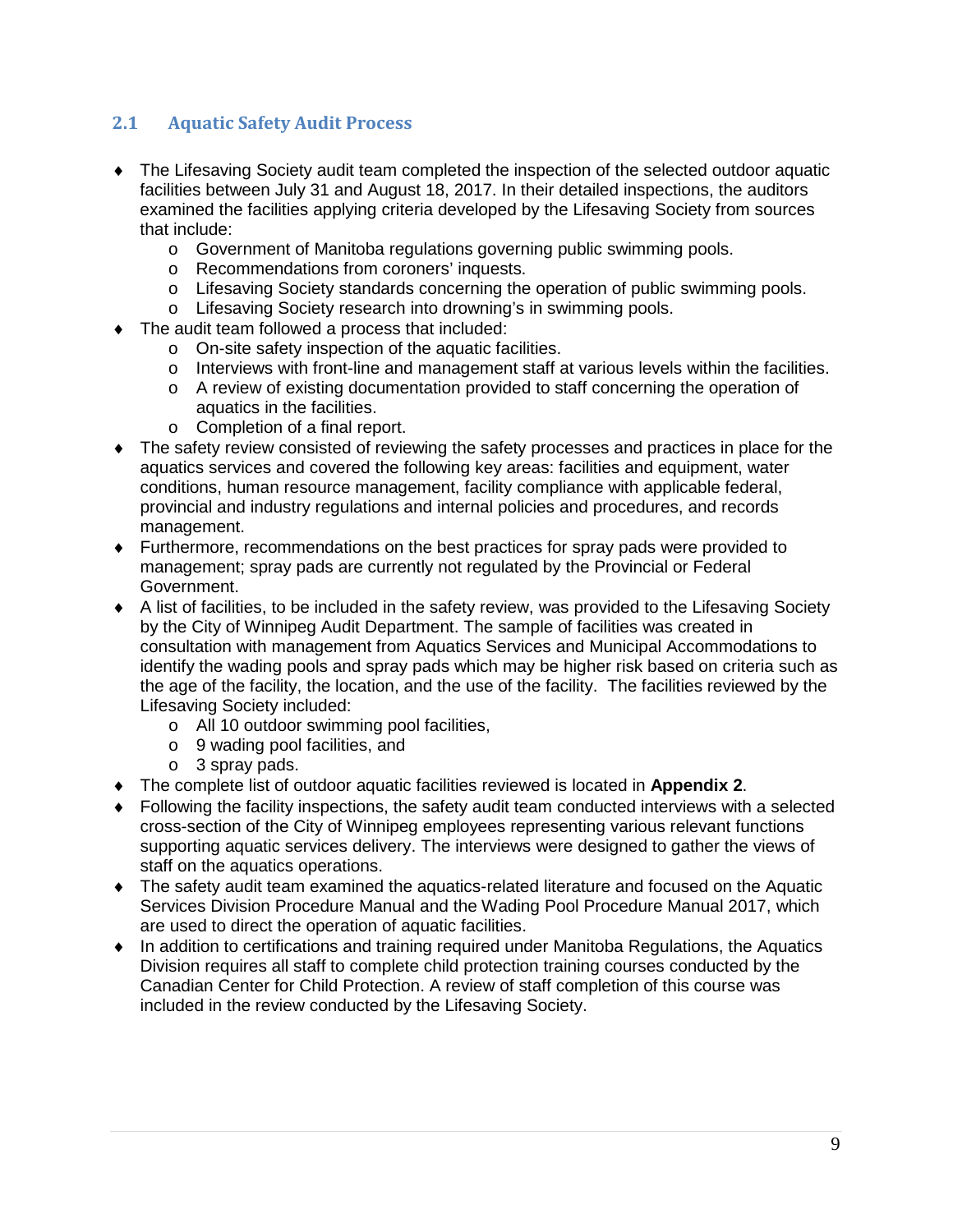## 2.1 Aquatic Safety Audit Process

- The Lifesaving Society audit team completed the inspection of the selected outdoor aquatic facilities between July 31 and August 18, 2017. In their detailed inspections, the auditors examined the facilities applying criteria developed by the Lifesaving Society from sources that include:
  - Government of Manitoba regulations governing public swimming pools.
  - Recommendations from coroners' inquests.
  - Lifesaving Society standards concerning the operation of public swimming pools.
  - Lifesaving Society research into drowning's in swimming pools.
- The audit team followed a process that included:
  - On-site safety inspection of the aquatic facilities.
  - Interviews with front-line and management staff at various levels within the facilities.
  - A review of existing documentation provided to staff concerning the operation of aquatics in the facilities.
  - Completion of a final report.
- The safety review consisted of reviewing the safety processes and practices in place for the aquatics services and covered the following key areas: facilities and equipment, water conditions, human resource management, facility compliance with applicable federal, provincial and industry regulations and internal policies and procedures, and records management.
- Furthermore, recommendations on the best practices for spray pads were provided to management; spray pads are currently not regulated by the Provincial or Federal Government.
- A list of facilities, to be included in the safety review, was provided to the Lifesaving Society by the City of Winnipeg Audit Department. The sample of facilities was created in consultation with management from Aquatics Services and Municipal Accommodations to identify the wading pools and spray pads which may be higher risk based on criteria such as the age of the facility, the location, and the use of the facility. The facilities reviewed by the Lifesaving Society included:
  - All 10 outdoor swimming pool facilities,
  - 9 wading pool facilities, and
  - 3 spray pads.
- The complete list of outdoor aquatic facilities reviewed is located in **Appendix 2**.
- Following the facility inspections, the safety audit team conducted interviews with a selected cross-section of the City of Winnipeg employees representing various relevant functions supporting aquatic services delivery. The interviews were designed to gather the views of staff on the aquatics operations.
- The safety audit team examined the aquatics-related literature and focused on the Aquatic Services Division Procedure Manual and the Wading Pool Procedure Manual 2017, which are used to direct the operation of aquatic facilities.
- In addition to certifications and training required under Manitoba Regulations, the Aquatics Division requires all staff to complete child protection training courses conducted by the Canadian Center for Child Protection. A review of staff completion of this course was included in the review conducted by the Lifesaving Society.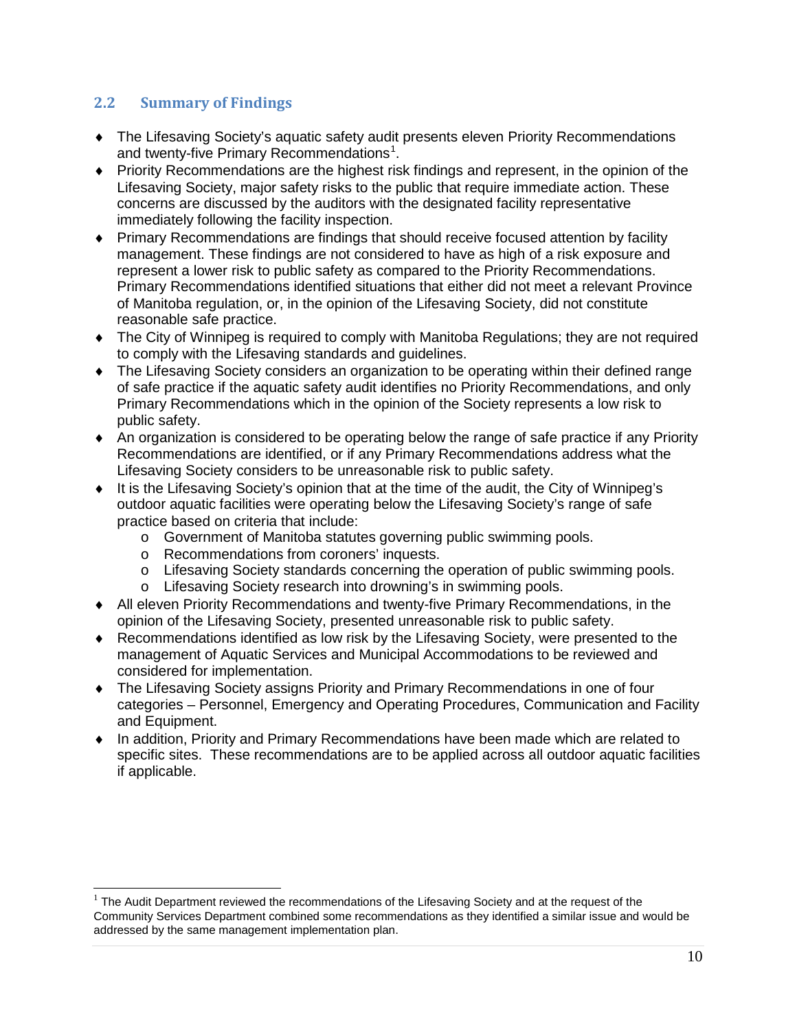## 2.2 Summary of Findings

- The Lifesaving Society's aquatic safety audit presents eleven Priority Recommendations and twenty-five Primary Recommendations[1].
- Priority Recommendations are the highest risk findings and represent, in the opinion of the Lifesaving Society, major safety risks to the public that require immediate action. These concerns are discussed by the auditors with the designated facility representative immediately following the facility inspection.
- Primary Recommendations are findings that should receive focused attention by facility management. These findings are not considered to have as high of a risk exposure and represent a lower risk to public safety as compared to the Priority Recommendations. Primary Recommendations identified situations that either did not meet a relevant Province of Manitoba regulation, or, in the opinion of the Lifesaving Society, did not constitute reasonable safe practice.
- The City of Winnipeg is required to comply with Manitoba Regulations; they are not required to comply with the Lifesaving standards and guidelines.
- The Lifesaving Society considers an organization to be operating within their defined range of safe practice if the aquatic safety audit identifies no Priority Recommendations, and only Primary Recommendations which in the opinion of the Society represents a low risk to public safety.
- An organization is considered to be operating below the range of safe practice if any Priority Recommendations are identified, or if any Primary Recommendations address what the Lifesaving Society considers to be unreasonable risk to public safety.
- It is the Lifesaving Society's opinion that at the time of the audit, the City of Winnipeg's outdoor aquatic facilities were operating below the Lifesaving Society's range of safe practice based on criteria that include:
  - Government of Manitoba statutes governing public swimming pools.
  - Recommendations from coroners' inquests.
  - Lifesaving Society standards concerning the operation of public swimming pools.
  - Lifesaving Society research into drowning's in swimming pools.
- All eleven Priority Recommendations and twenty-five Primary Recommendations, in the opinion of the Lifesaving Society, presented unreasonable risk to public safety.
- Recommendations identified as low risk by the Lifesaving Society, were presented to the management of Aquatic Services and Municipal Accommodations to be reviewed and considered for implementation.
- The Lifesaving Society assigns Priority and Primary Recommendations in one of four categories – Personnel, Emergency and Operating Procedures, Communication and Facility and Equipment.
- In addition, Priority and Primary Recommendations have been made which are related to specific sites. These recommendations are to be applied across all outdoor aquatic facilities if applicable.

[1] The Audit Department reviewed the recommendations of the Lifesaving Society and at the request of the Community Services Department combined some recommendations as they identified a similar issue and would be addressed by the same management implementation plan.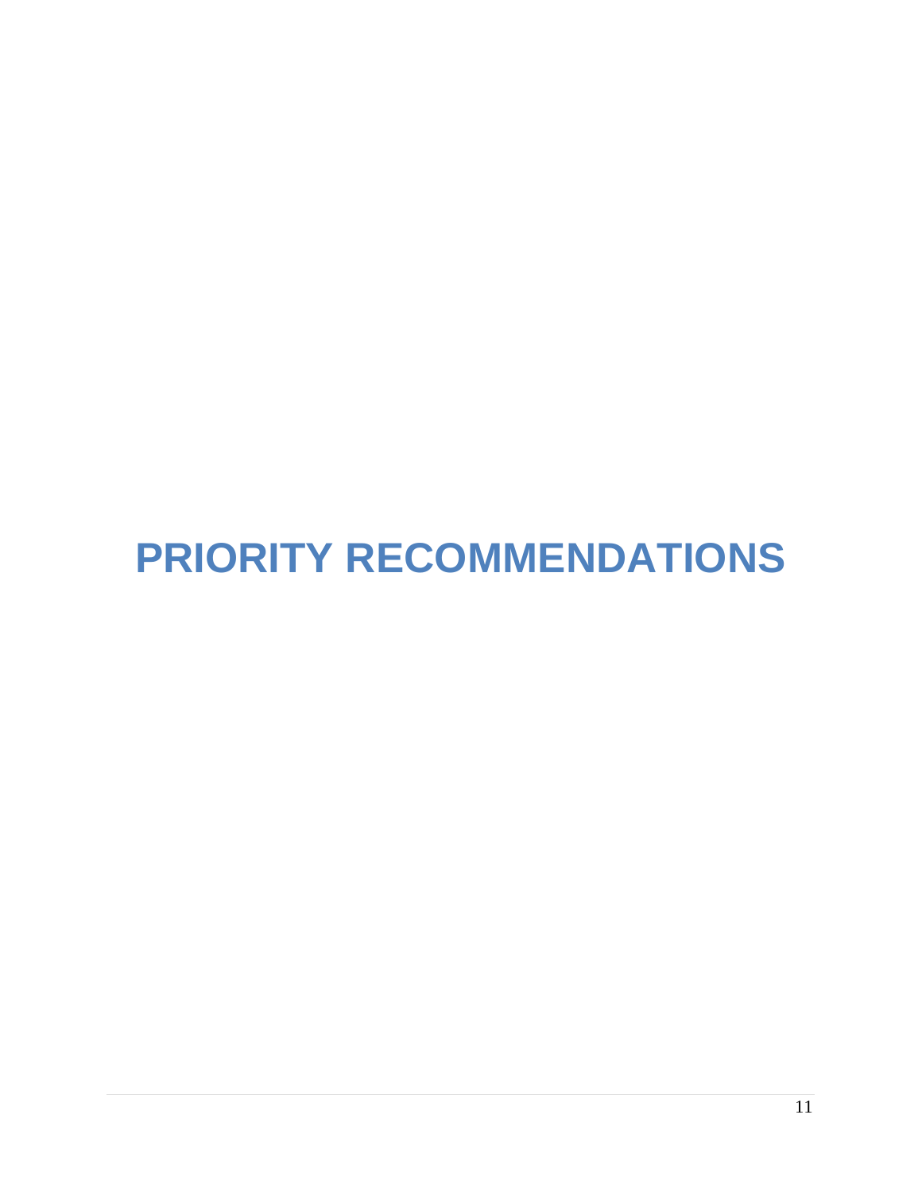# PRIORITY RECOMMENDATIONS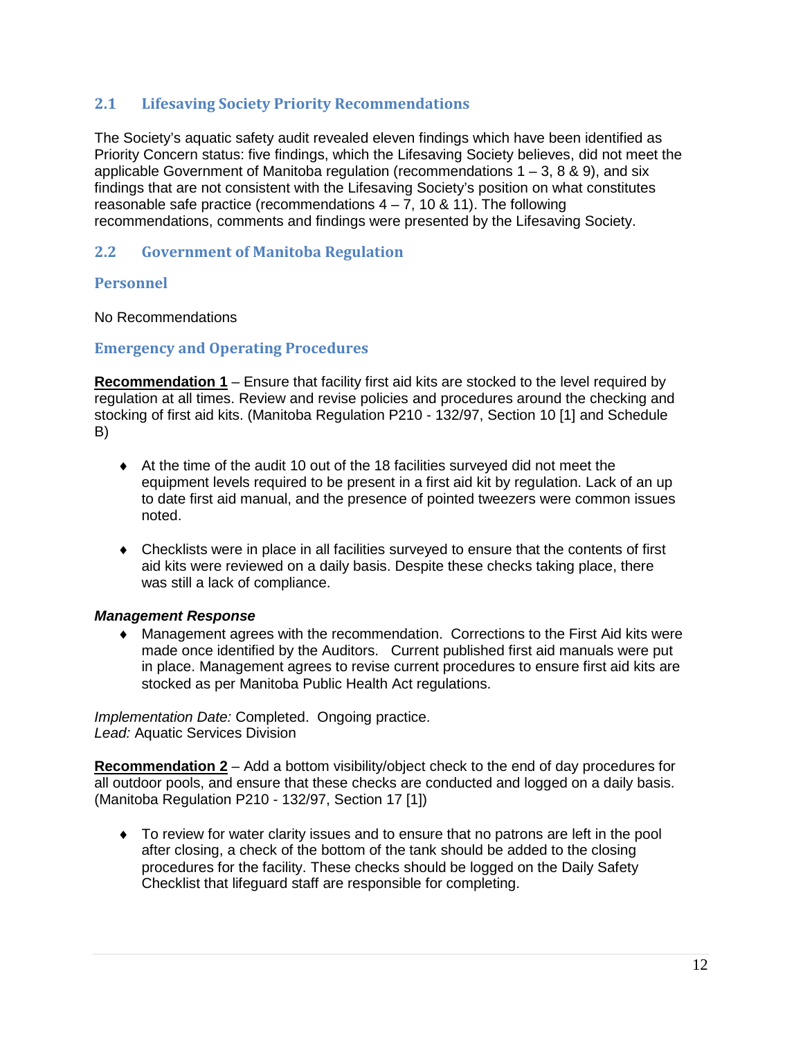## 2.1 Lifesaving Society Priority Recommendations

The Society's aquatic safety audit revealed eleven findings which have been identified as Priority Concern status: five findings, which the Lifesaving Society believes, did not meet the applicable Government of Manitoba regulation (recommendations 1 – 3, 8 & 9), and six findings that are not consistent with the Lifesaving Society's position on what constitutes reasonable safe practice (recommendations 4 – 7, 10 & 11). The following recommendations, comments and findings were presented by the Lifesaving Society.

## 2.2 Government of Manitoba Regulation

### Personnel

No Recommendations

### Emergency and Operating Procedures

**Recommendation 1** – Ensure that facility first aid kits are stocked to the level required by regulation at all times. Review and revise policies and procedures around the checking and stocking of first aid kits. (Manitoba Regulation P210 - 132/97, Section 10 [1] and Schedule B)

- At the time of the audit 10 out of the 18 facilities surveyed did not meet the equipment levels required to be present in a first aid kit by regulation. Lack of an up to date first aid manual, and the presence of pointed tweezers were common issues noted.

- Checklists were in place in all facilities surveyed to ensure that the contents of first aid kits were reviewed on a daily basis. Despite these checks taking place, there was still a lack of compliance.

***Management Response***

- Management agrees with the recommendation. Corrections to the First Aid kits were made once identified by the Auditors. Current published first aid manuals were put in place. Management agrees to revise current procedures to ensure first aid kits are stocked as per Manitoba Public Health Act regulations.

*Implementation Date:* Completed. Ongoing practice.
*Lead:* Aquatic Services Division

**Recommendation 2** – Add a bottom visibility/object check to the end of day procedures for all outdoor pools, and ensure that these checks are conducted and logged on a daily basis. (Manitoba Regulation P210 - 132/97, Section 17 [1])

- To review for water clarity issues and to ensure that no patrons are left in the pool after closing, a check of the bottom of the tank should be added to the closing procedures for the facility. These checks should be logged on the Daily Safety Checklist that lifeguard staff are responsible for completing.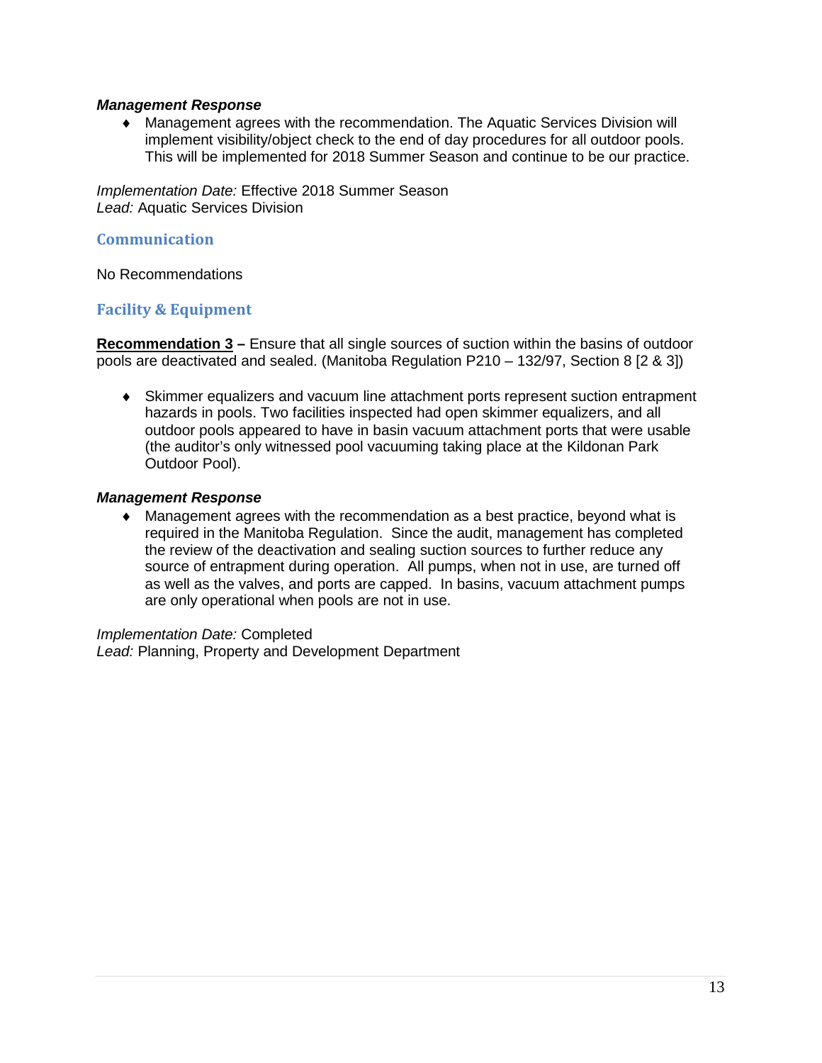***Management Response***

- Management agrees with the recommendation. The Aquatic Services Division will implement visibility/object check to the end of day procedures for all outdoor pools. This will be implemented for 2018 Summer Season and continue to be our practice.

*Implementation Date:* Effective 2018 Summer Season
*Lead:* Aquatic Services Division

## Communication

No Recommendations

## Facility & Equipment

**Recommendation 3 –** Ensure that all single sources of suction within the basins of outdoor pools are deactivated and sealed. (Manitoba Regulation P210 – 132/97, Section 8 [2 & 3])

- Skimmer equalizers and vacuum line attachment ports represent suction entrapment hazards in pools. Two facilities inspected had open skimmer equalizers, and all outdoor pools appeared to have in basin vacuum attachment ports that were usable (the auditor's only witnessed pool vacuuming taking place at the Kildonan Park Outdoor Pool).

***Management Response***

- Management agrees with the recommendation as a best practice, beyond what is required in the Manitoba Regulation. Since the audit, management has completed the review of the deactivation and sealing suction sources to further reduce any source of entrapment during operation. All pumps, when not in use, are turned off as well as the valves, and ports are capped. In basins, vacuum attachment pumps are only operational when pools are not in use.

*Implementation Date:* Completed
*Lead:* Planning, Property and Development Department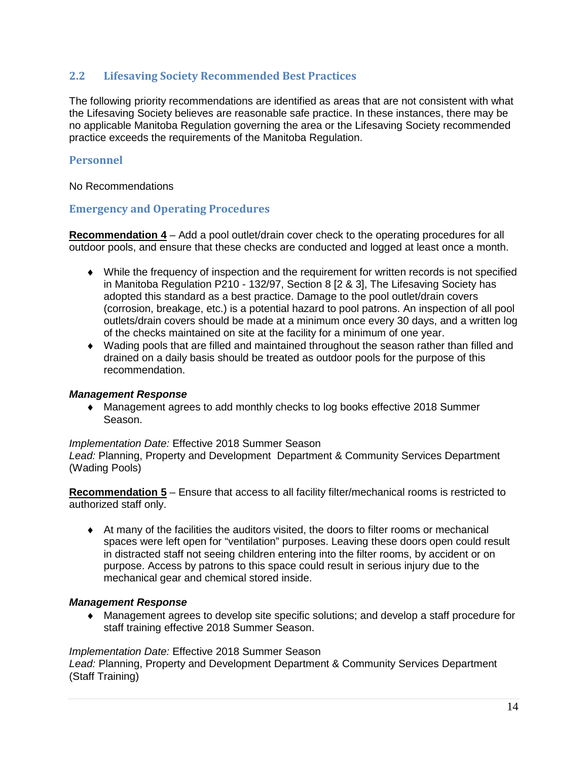## 2.2 Lifesaving Society Recommended Best Practices

The following priority recommendations are identified as areas that are not consistent with what the Lifesaving Society believes are reasonable safe practice. In these instances, there may be no applicable Manitoba Regulation governing the area or the Lifesaving Society recommended practice exceeds the requirements of the Manitoba Regulation.

### Personnel

No Recommendations

### Emergency and Operating Procedures

**Recommendation 4** – Add a pool outlet/drain cover check to the operating procedures for all outdoor pools, and ensure that these checks are conducted and logged at least once a month.

- While the frequency of inspection and the requirement for written records is not specified in Manitoba Regulation P210 - 132/97, Section 8 [2 & 3], The Lifesaving Society has adopted this standard as a best practice. Damage to the pool outlet/drain covers (corrosion, breakage, etc.) is a potential hazard to pool patrons. An inspection of all pool outlets/drain covers should be made at a minimum once every 30 days, and a written log of the checks maintained on site at the facility for a minimum of one year.
- Wading pools that are filled and maintained throughout the season rather than filled and drained on a daily basis should be treated as outdoor pools for the purpose of this recommendation.

***Management Response***

- Management agrees to add monthly checks to log books effective 2018 Summer Season.

*Implementation Date:* Effective 2018 Summer Season
*Lead:* Planning, Property and Development Department & Community Services Department (Wading Pools)

**Recommendation 5** – Ensure that access to all facility filter/mechanical rooms is restricted to authorized staff only.

- At many of the facilities the auditors visited, the doors to filter rooms or mechanical spaces were left open for "ventilation" purposes. Leaving these doors open could result in distracted staff not seeing children entering into the filter rooms, by accident or on purpose. Access by patrons to this space could result in serious injury due to the mechanical gear and chemical stored inside.

***Management Response***

- Management agrees to develop site specific solutions; and develop a staff procedure for staff training effective 2018 Summer Season.

*Implementation Date:* Effective 2018 Summer Season
*Lead:* Planning, Property and Development Department & Community Services Department (Staff Training)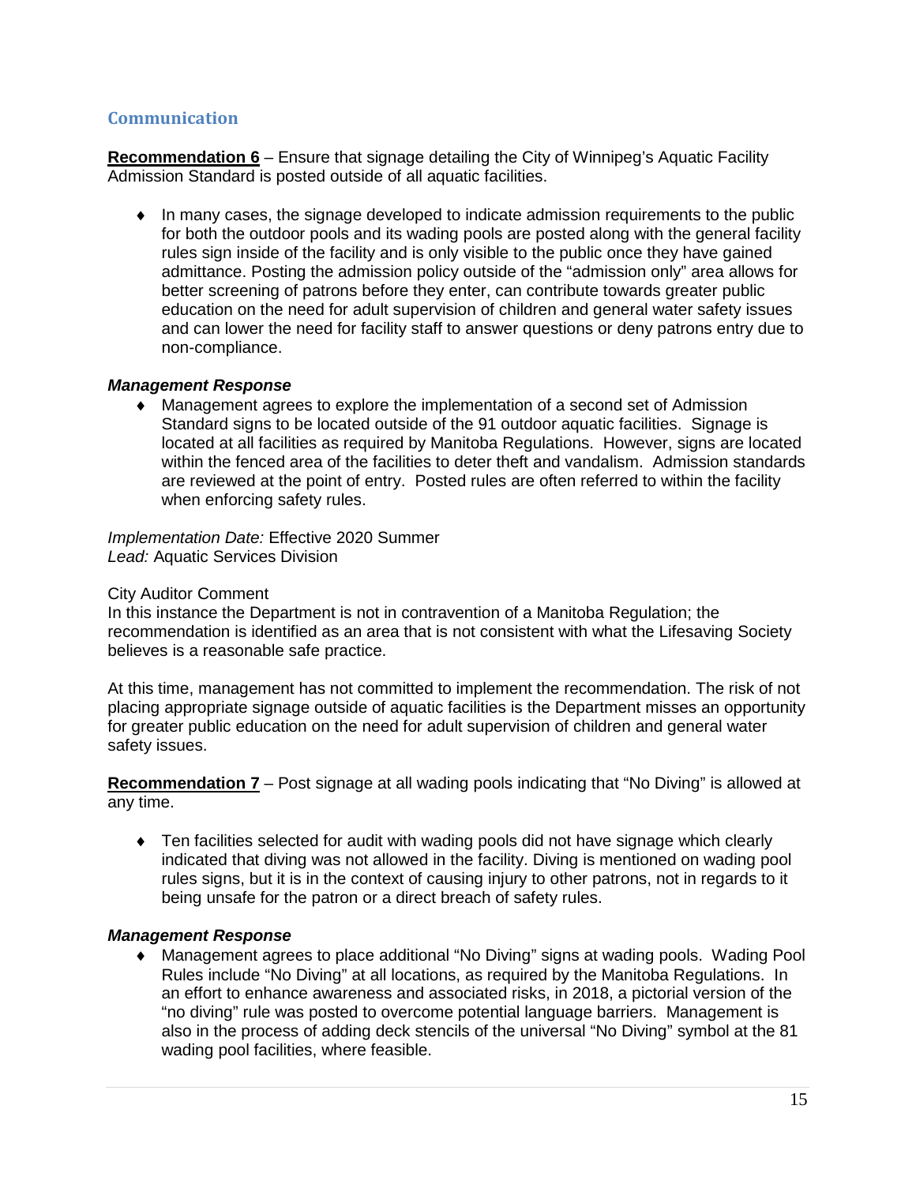## Communication

**Recommendation 6** – Ensure that signage detailing the City of Winnipeg's Aquatic Facility Admission Standard is posted outside of all aquatic facilities.

- In many cases, the signage developed to indicate admission requirements to the public for both the outdoor pools and its wading pools are posted along with the general facility rules sign inside of the facility and is only visible to the public once they have gained admittance. Posting the admission policy outside of the "admission only" area allows for better screening of patrons before they enter, can contribute towards greater public education on the need for adult supervision of children and general water safety issues and can lower the need for facility staff to answer questions or deny patrons entry due to non-compliance.

***Management Response***

- Management agrees to explore the implementation of a second set of Admission Standard signs to be located outside of the 91 outdoor aquatic facilities. Signage is located at all facilities as required by Manitoba Regulations. However, signs are located within the fenced area of the facilities to deter theft and vandalism. Admission standards are reviewed at the point of entry. Posted rules are often referred to within the facility when enforcing safety rules.

*Implementation Date:* Effective 2020 Summer
*Lead:* Aquatic Services Division

City Auditor Comment
In this instance the Department is not in contravention of a Manitoba Regulation; the recommendation is identified as an area that is not consistent with what the Lifesaving Society believes is a reasonable safe practice.

At this time, management has not committed to implement the recommendation. The risk of not placing appropriate signage outside of aquatic facilities is the Department misses an opportunity for greater public education on the need for adult supervision of children and general water safety issues.

**Recommendation 7** – Post signage at all wading pools indicating that "No Diving" is allowed at any time.

- Ten facilities selected for audit with wading pools did not have signage which clearly indicated that diving was not allowed in the facility. Diving is mentioned on wading pool rules signs, but it is in the context of causing injury to other patrons, not in regards to it being unsafe for the patron or a direct breach of safety rules.

***Management Response***

- Management agrees to place additional "No Diving" signs at wading pools. Wading Pool Rules include "No Diving" at all locations, as required by the Manitoba Regulations. In an effort to enhance awareness and associated risks, in 2018, a pictorial version of the "no diving" rule was posted to overcome potential language barriers. Management is also in the process of adding deck stencils of the universal "No Diving" symbol at the 81 wading pool facilities, where feasible.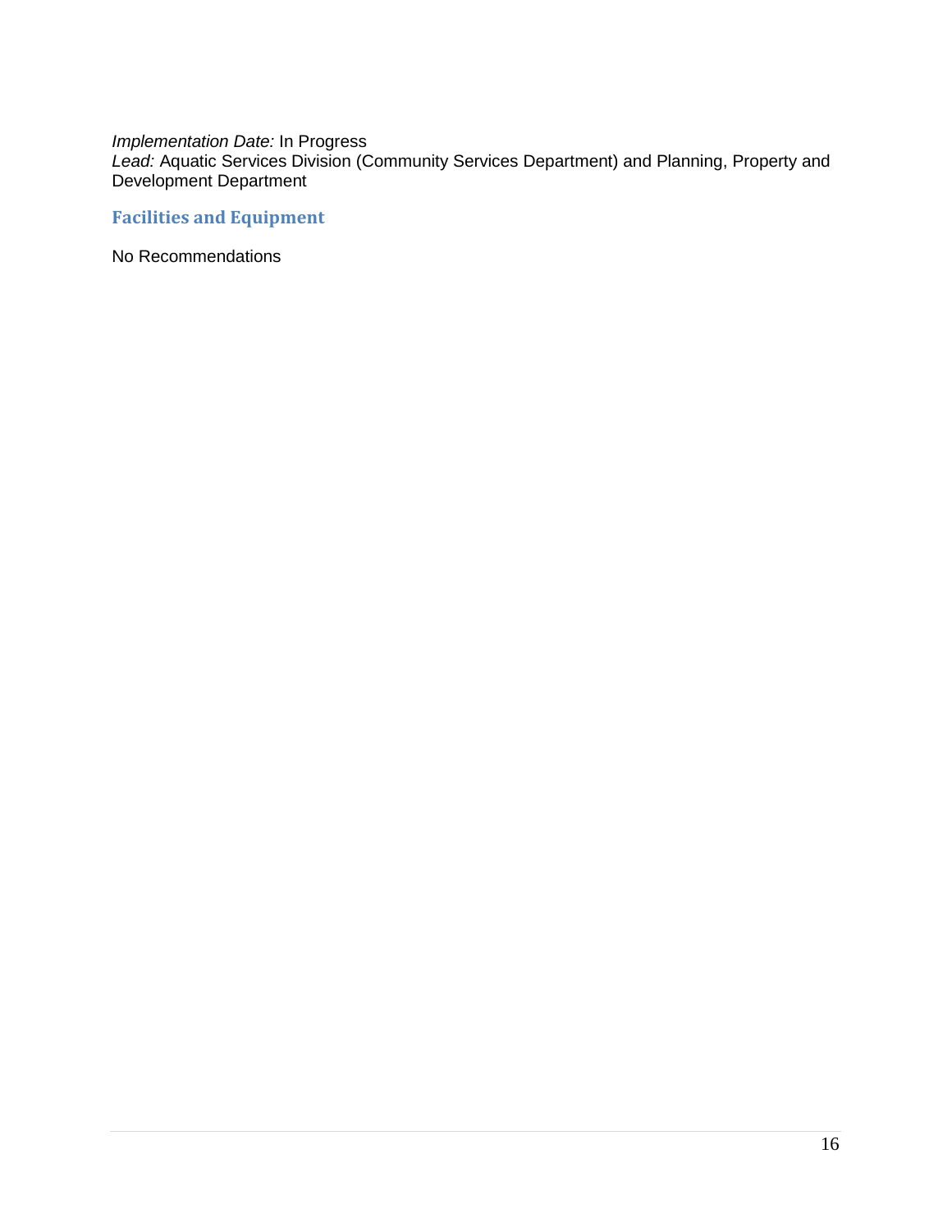*Implementation Date:* In Progress
*Lead:* Aquatic Services Division (Community Services Department) and Planning, Property and Development Department

## Facilities and Equipment

No Recommendations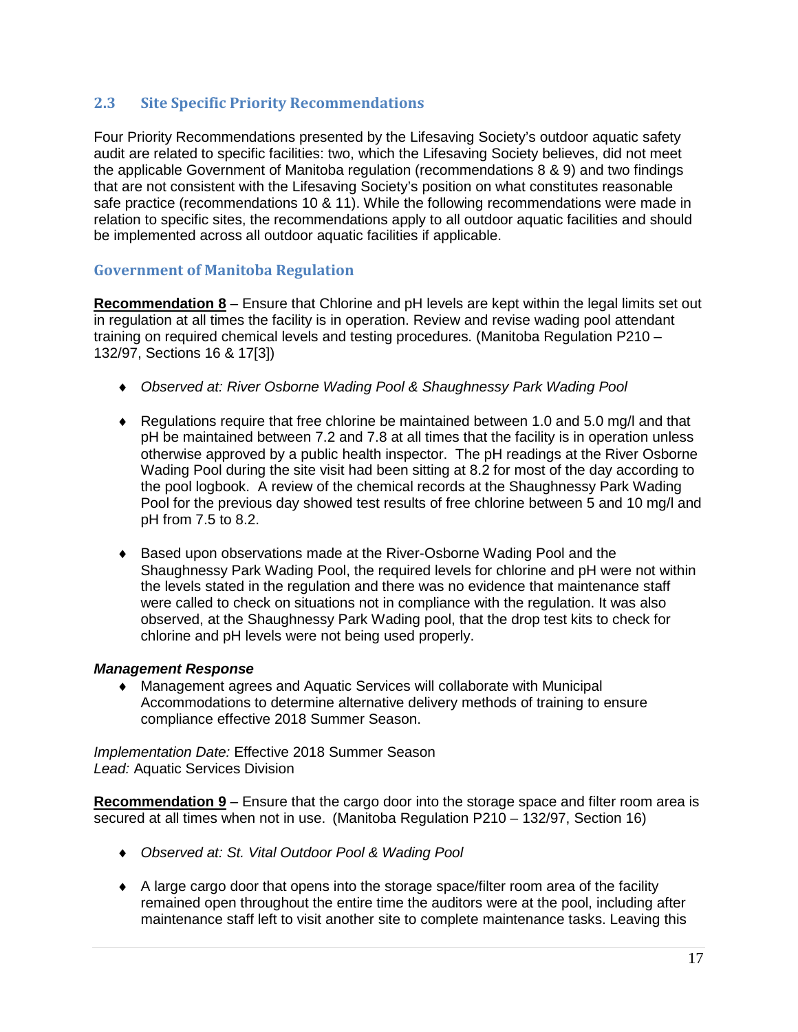## 2.3 Site Specific Priority Recommendations

Four Priority Recommendations presented by the Lifesaving Society's outdoor aquatic safety audit are related to specific facilities: two, which the Lifesaving Society believes, did not meet the applicable Government of Manitoba regulation (recommendations 8 & 9) and two findings that are not consistent with the Lifesaving Society's position on what constitutes reasonable safe practice (recommendations 10 & 11). While the following recommendations were made in relation to specific sites, the recommendations apply to all outdoor aquatic facilities and should be implemented across all outdoor aquatic facilities if applicable.

### Government of Manitoba Regulation

**Recommendation 8** – Ensure that Chlorine and pH levels are kept within the legal limits set out in regulation at all times the facility is in operation. Review and revise wading pool attendant training on required chemical levels and testing procedures. (Manitoba Regulation P210 – 132/97, Sections 16 & 17[3])

- *Observed at: River Osborne Wading Pool & Shaughnessy Park Wading Pool*
- Regulations require that free chlorine be maintained between 1.0 and 5.0 mg/l and that pH be maintained between 7.2 and 7.8 at all times that the facility is in operation unless otherwise approved by a public health inspector. The pH readings at the River Osborne Wading Pool during the site visit had been sitting at 8.2 for most of the day according to the pool logbook. A review of the chemical records at the Shaughnessy Park Wading Pool for the previous day showed test results of free chlorine between 5 and 10 mg/l and pH from 7.5 to 8.2.
- Based upon observations made at the River-Osborne Wading Pool and the Shaughnessy Park Wading Pool, the required levels for chlorine and pH were not within the levels stated in the regulation and there was no evidence that maintenance staff were called to check on situations not in compliance with the regulation. It was also observed, at the Shaughnessy Park Wading pool, that the drop test kits to check for chlorine and pH levels were not being used properly.

***Management Response***

- Management agrees and Aquatic Services will collaborate with Municipal Accommodations to determine alternative delivery methods of training to ensure compliance effective 2018 Summer Season.

*Implementation Date:* Effective 2018 Summer Season
*Lead:* Aquatic Services Division

**Recommendation 9** – Ensure that the cargo door into the storage space and filter room area is secured at all times when not in use. (Manitoba Regulation P210 – 132/97, Section 16)

- *Observed at: St. Vital Outdoor Pool & Wading Pool*
- A large cargo door that opens into the storage space/filter room area of the facility remained open throughout the entire time the auditors were at the pool, including after maintenance staff left to visit another site to complete maintenance tasks. Leaving this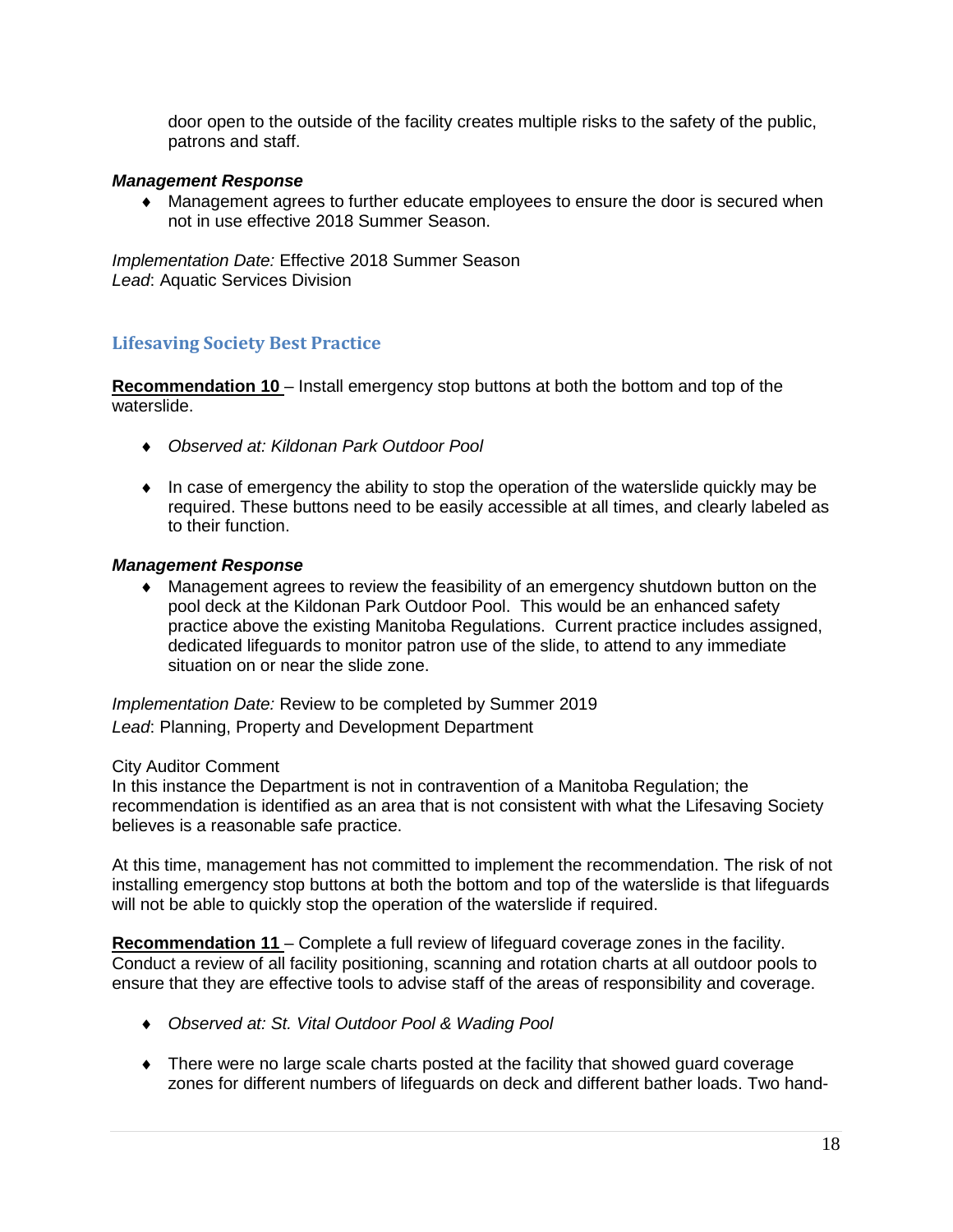door open to the outside of the facility creates multiple risks to the safety of the public, patrons and staff.

***Management Response***

- Management agrees to further educate employees to ensure the door is secured when not in use effective 2018 Summer Season.

*Implementation Date:* Effective 2018 Summer Season
*Lead*: Aquatic Services Division

## Lifesaving Society Best Practice

**Recommendation 10** – Install emergency stop buttons at both the bottom and top of the waterslide.

- *Observed at: Kildonan Park Outdoor Pool*
- In case of emergency the ability to stop the operation of the waterslide quickly may be required. These buttons need to be easily accessible at all times, and clearly labeled as to their function.

***Management Response***

- Management agrees to review the feasibility of an emergency shutdown button on the pool deck at the Kildonan Park Outdoor Pool. This would be an enhanced safety practice above the existing Manitoba Regulations. Current practice includes assigned, dedicated lifeguards to monitor patron use of the slide, to attend to any immediate situation on or near the slide zone.

*Implementation Date:* Review to be completed by Summer 2019
*Lead*: Planning, Property and Development Department

City Auditor Comment
In this instance the Department is not in contravention of a Manitoba Regulation; the recommendation is identified as an area that is not consistent with what the Lifesaving Society believes is a reasonable safe practice.

At this time, management has not committed to implement the recommendation. The risk of not installing emergency stop buttons at both the bottom and top of the waterslide is that lifeguards will not be able to quickly stop the operation of the waterslide if required.

**Recommendation 11** – Complete a full review of lifeguard coverage zones in the facility. Conduct a review of all facility positioning, scanning and rotation charts at all outdoor pools to ensure that they are effective tools to advise staff of the areas of responsibility and coverage.

- *Observed at: St. Vital Outdoor Pool & Wading Pool*
- There were no large scale charts posted at the facility that showed guard coverage zones for different numbers of lifeguards on deck and different bather loads. Two hand-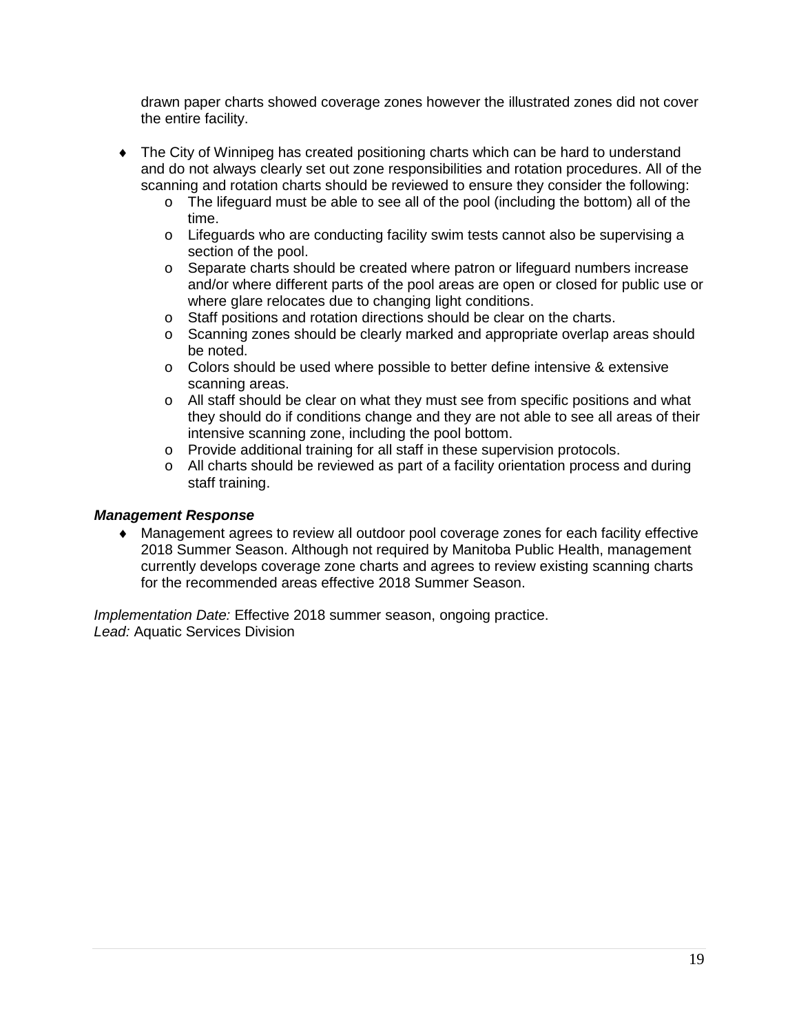drawn paper charts showed coverage zones however the illustrated zones did not cover the entire facility.

- The City of Winnipeg has created positioning charts which can be hard to understand and do not always clearly set out zone responsibilities and rotation procedures. All of the scanning and rotation charts should be reviewed to ensure they consider the following:
  - The lifeguard must be able to see all of the pool (including the bottom) all of the time.
  - Lifeguards who are conducting facility swim tests cannot also be supervising a section of the pool.
  - Separate charts should be created where patron or lifeguard numbers increase and/or where different parts of the pool areas are open or closed for public use or where glare relocates due to changing light conditions.
  - Staff positions and rotation directions should be clear on the charts.
  - Scanning zones should be clearly marked and appropriate overlap areas should be noted.
  - Colors should be used where possible to better define intensive & extensive scanning areas.
  - All staff should be clear on what they must see from specific positions and what they should do if conditions change and they are not able to see all areas of their intensive scanning zone, including the pool bottom.
  - Provide additional training for all staff in these supervision protocols.
  - All charts should be reviewed as part of a facility orientation process and during staff training.

***Management Response***

- Management agrees to review all outdoor pool coverage zones for each facility effective 2018 Summer Season. Although not required by Manitoba Public Health, management currently develops coverage zone charts and agrees to review existing scanning charts for the recommended areas effective 2018 Summer Season.

*Implementation Date:* Effective 2018 summer season, ongoing practice.
*Lead:* Aquatic Services Division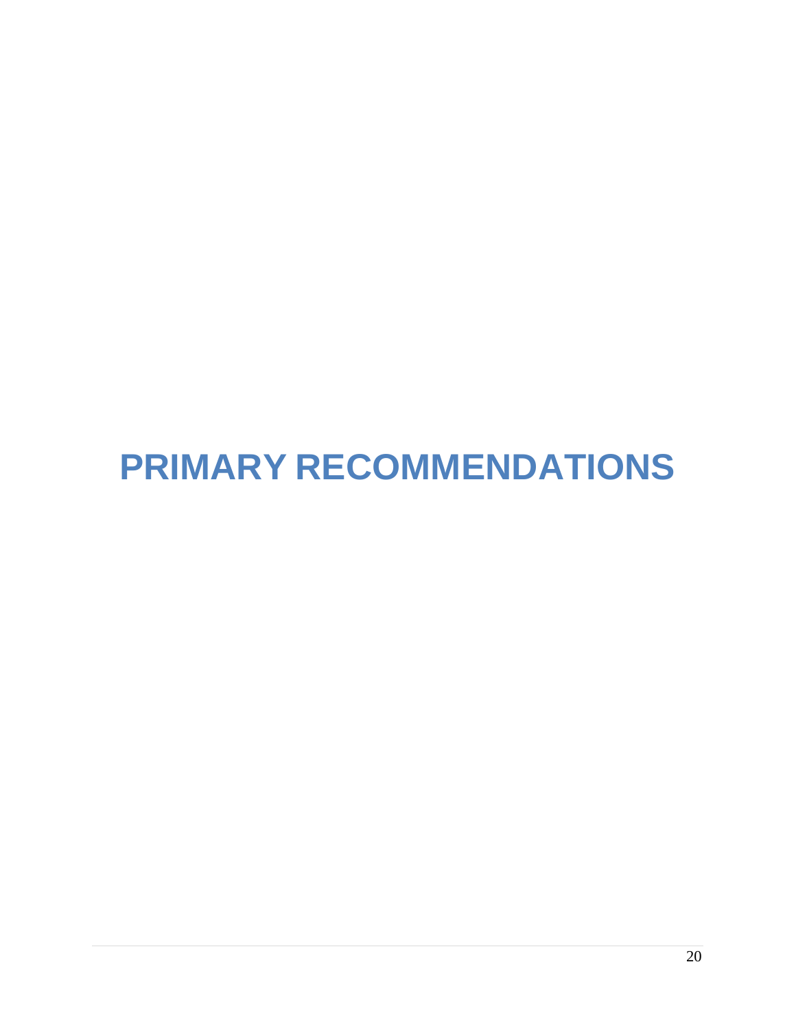# PRIMARY RECOMMENDATIONS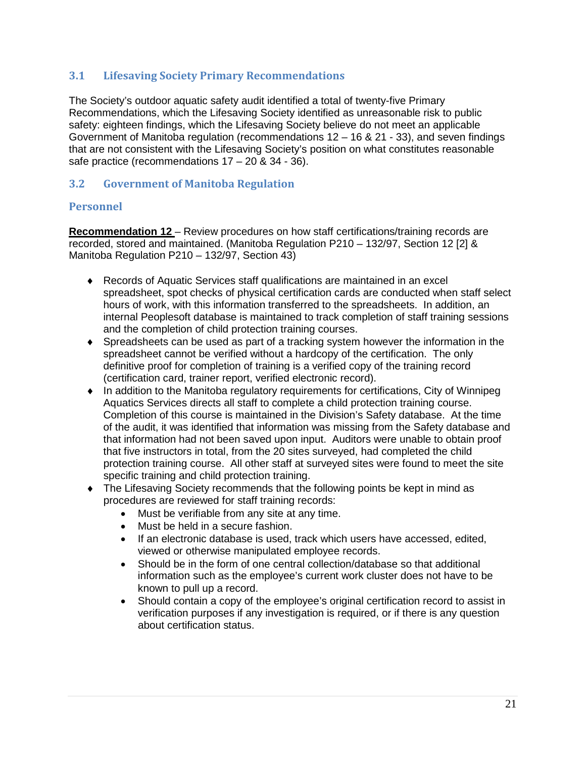## 3.1 Lifesaving Society Primary Recommendations

The Society's outdoor aquatic safety audit identified a total of twenty-five Primary Recommendations, which the Lifesaving Society identified as unreasonable risk to public safety: eighteen findings, which the Lifesaving Society believe do not meet an applicable Government of Manitoba regulation (recommendations 12 – 16 & 21 - 33), and seven findings that are not consistent with the Lifesaving Society's position on what constitutes reasonable safe practice (recommendations 17 – 20 & 34 - 36).

## 3.2 Government of Manitoba Regulation

### Personnel

**Recommendation 12** – Review procedures on how staff certifications/training records are recorded, stored and maintained. (Manitoba Regulation P210 – 132/97, Section 12 [2] & Manitoba Regulation P210 – 132/97, Section 43)

- Records of Aquatic Services staff qualifications are maintained in an excel spreadsheet, spot checks of physical certification cards are conducted when staff select hours of work, with this information transferred to the spreadsheets. In addition, an internal Peoplesoft database is maintained to track completion of staff training sessions and the completion of child protection training courses.
- Spreadsheets can be used as part of a tracking system however the information in the spreadsheet cannot be verified without a hardcopy of the certification. The only definitive proof for completion of training is a verified copy of the training record (certification card, trainer report, verified electronic record).
- In addition to the Manitoba regulatory requirements for certifications, City of Winnipeg Aquatics Services directs all staff to complete a child protection training course. Completion of this course is maintained in the Division's Safety database. At the time of the audit, it was identified that information was missing from the Safety database and that information had not been saved upon input. Auditors were unable to obtain proof that five instructors in total, from the 20 sites surveyed, had completed the child protection training course. All other staff at surveyed sites were found to meet the site specific training and child protection training.
- The Lifesaving Society recommends that the following points be kept in mind as procedures are reviewed for staff training records:
  - Must be verifiable from any site at any time.
  - Must be held in a secure fashion.
  - If an electronic database is used, track which users have accessed, edited, viewed or otherwise manipulated employee records.
  - Should be in the form of one central collection/database so that additional information such as the employee's current work cluster does not have to be known to pull up a record.
  - Should contain a copy of the employee's original certification record to assist in verification purposes if any investigation is required, or if there is any question about certification status.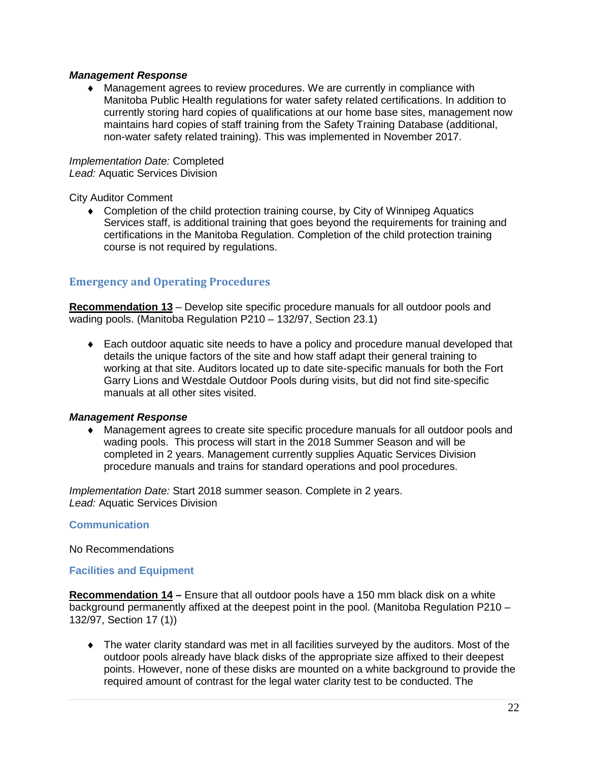***Management Response***

- Management agrees to review procedures. We are currently in compliance with Manitoba Public Health regulations for water safety related certifications. In addition to currently storing hard copies of qualifications at our home base sites, management now maintains hard copies of staff training from the Safety Training Database (additional, non-water safety related training). This was implemented in November 2017.

*Implementation Date:* Completed
*Lead:* Aquatic Services Division

City Auditor Comment

- Completion of the child protection training course, by City of Winnipeg Aquatics Services staff, is additional training that goes beyond the requirements for training and certifications in the Manitoba Regulation. Completion of the child protection training course is not required by regulations.

## Emergency and Operating Procedures

**Recommendation 13** – Develop site specific procedure manuals for all outdoor pools and wading pools. (Manitoba Regulation P210 – 132/97, Section 23.1)

- Each outdoor aquatic site needs to have a policy and procedure manual developed that details the unique factors of the site and how staff adapt their general training to working at that site. Auditors located up to date site-specific manuals for both the Fort Garry Lions and Westdale Outdoor Pools during visits, but did not find site-specific manuals at all other sites visited.

***Management Response***

- Management agrees to create site specific procedure manuals for all outdoor pools and wading pools. This process will start in the 2018 Summer Season and will be completed in 2 years. Management currently supplies Aquatic Services Division procedure manuals and trains for standard operations and pool procedures.

*Implementation Date:* Start 2018 summer season. Complete in 2 years.
*Lead:* Aquatic Services Division

### Communication

No Recommendations

### Facilities and Equipment

**Recommendation 14 –** Ensure that all outdoor pools have a 150 mm black disk on a white background permanently affixed at the deepest point in the pool. (Manitoba Regulation P210 – 132/97, Section 17 (1))

- The water clarity standard was met in all facilities surveyed by the auditors. Most of the outdoor pools already have black disks of the appropriate size affixed to their deepest points. However, none of these disks are mounted on a white background to provide the required amount of contrast for the legal water clarity test to be conducted. The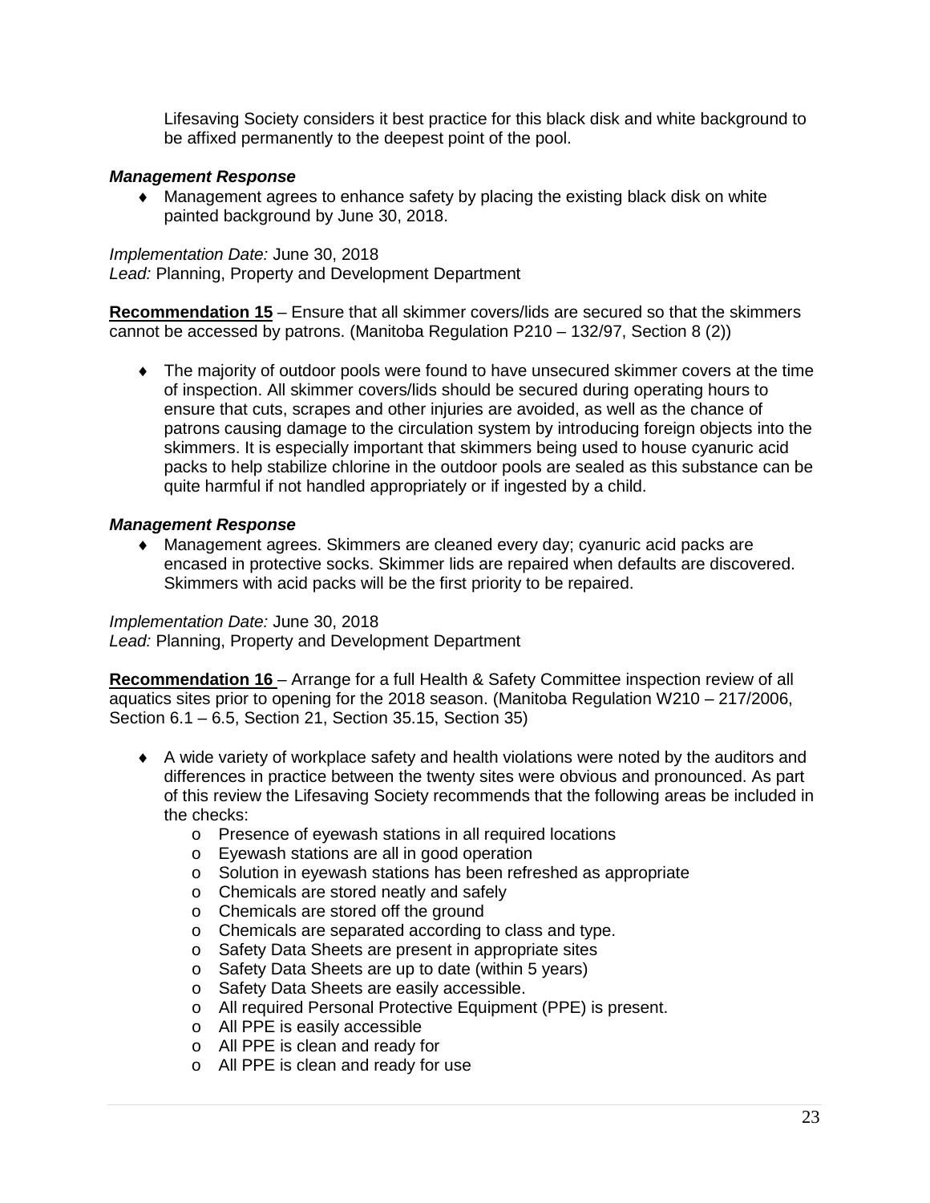Lifesaving Society considers it best practice for this black disk and white background to be affixed permanently to the deepest point of the pool.

***Management Response***

- Management agrees to enhance safety by placing the existing black disk on white painted background by June 30, 2018.

*Implementation Date:* June 30, 2018
*Lead:* Planning, Property and Development Department

**Recommendation 15** – Ensure that all skimmer covers/lids are secured so that the skimmers cannot be accessed by patrons. (Manitoba Regulation P210 – 132/97, Section 8 (2))

- The majority of outdoor pools were found to have unsecured skimmer covers at the time of inspection. All skimmer covers/lids should be secured during operating hours to ensure that cuts, scrapes and other injuries are avoided, as well as the chance of patrons causing damage to the circulation system by introducing foreign objects into the skimmers. It is especially important that skimmers being used to house cyanuric acid packs to help stabilize chlorine in the outdoor pools are sealed as this substance can be quite harmful if not handled appropriately or if ingested by a child.

***Management Response***

- Management agrees. Skimmers are cleaned every day; cyanuric acid packs are encased in protective socks. Skimmer lids are repaired when defaults are discovered. Skimmers with acid packs will be the first priority to be repaired.

*Implementation Date:* June 30, 2018
*Lead:* Planning, Property and Development Department

**Recommendation 16** – Arrange for a full Health & Safety Committee inspection review of all aquatics sites prior to opening for the 2018 season. (Manitoba Regulation W210 – 217/2006, Section 6.1 – 6.5, Section 21, Section 35.15, Section 35)

- A wide variety of workplace safety and health violations were noted by the auditors and differences in practice between the twenty sites were obvious and pronounced. As part of this review the Lifesaving Society recommends that the following areas be included in the checks:
    - Presence of eyewash stations in all required locations
    - Eyewash stations are all in good operation
    - Solution in eyewash stations has been refreshed as appropriate
    - Chemicals are stored neatly and safely
    - Chemicals are stored off the ground
    - Chemicals are separated according to class and type.
    - Safety Data Sheets are present in appropriate sites
    - Safety Data Sheets are up to date (within 5 years)
    - Safety Data Sheets are easily accessible.
    - All required Personal Protective Equipment (PPE) is present.
    - All PPE is easily accessible
    - All PPE is clean and ready for
    - All PPE is clean and ready for use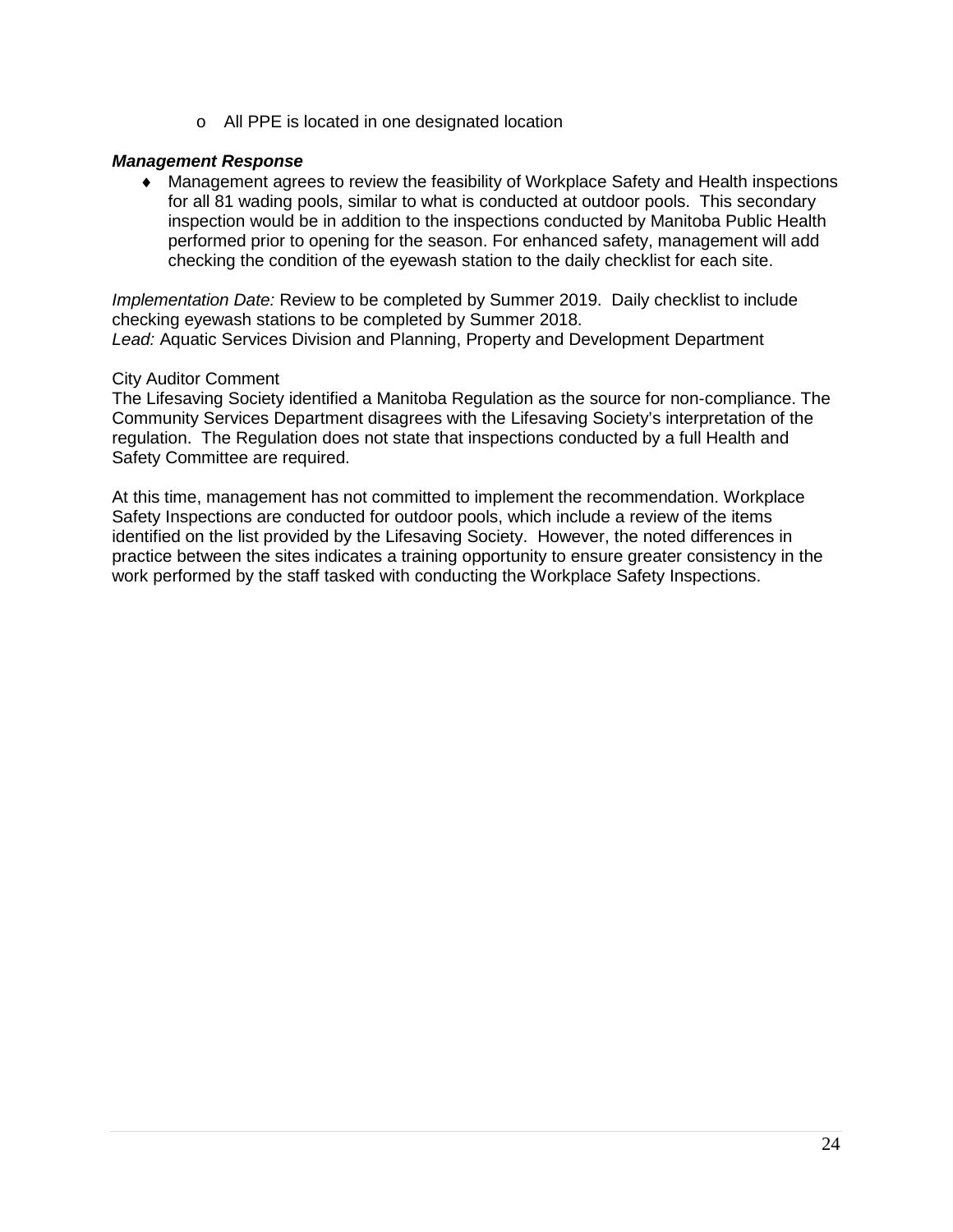- All PPE is located in one designated location

***Management Response***

- Management agrees to review the feasibility of Workplace Safety and Health inspections for all 81 wading pools, similar to what is conducted at outdoor pools. This secondary inspection would be in addition to the inspections conducted by Manitoba Public Health performed prior to opening for the season. For enhanced safety, management will add checking the condition of the eyewash station to the daily checklist for each site.

*Implementation Date:* Review to be completed by Summer 2019. Daily checklist to include checking eyewash stations to be completed by Summer 2018.
*Lead:* Aquatic Services Division and Planning, Property and Development Department

City Auditor Comment
The Lifesaving Society identified a Manitoba Regulation as the source for non-compliance. The Community Services Department disagrees with the Lifesaving Society's interpretation of the regulation. The Regulation does not state that inspections conducted by a full Health and Safety Committee are required.

At this time, management has not committed to implement the recommendation. Workplace Safety Inspections are conducted for outdoor pools, which include a review of the items identified on the list provided by the Lifesaving Society. However, the noted differences in practice between the sites indicates a training opportunity to ensure greater consistency in the work performed by the staff tasked with conducting the Workplace Safety Inspections.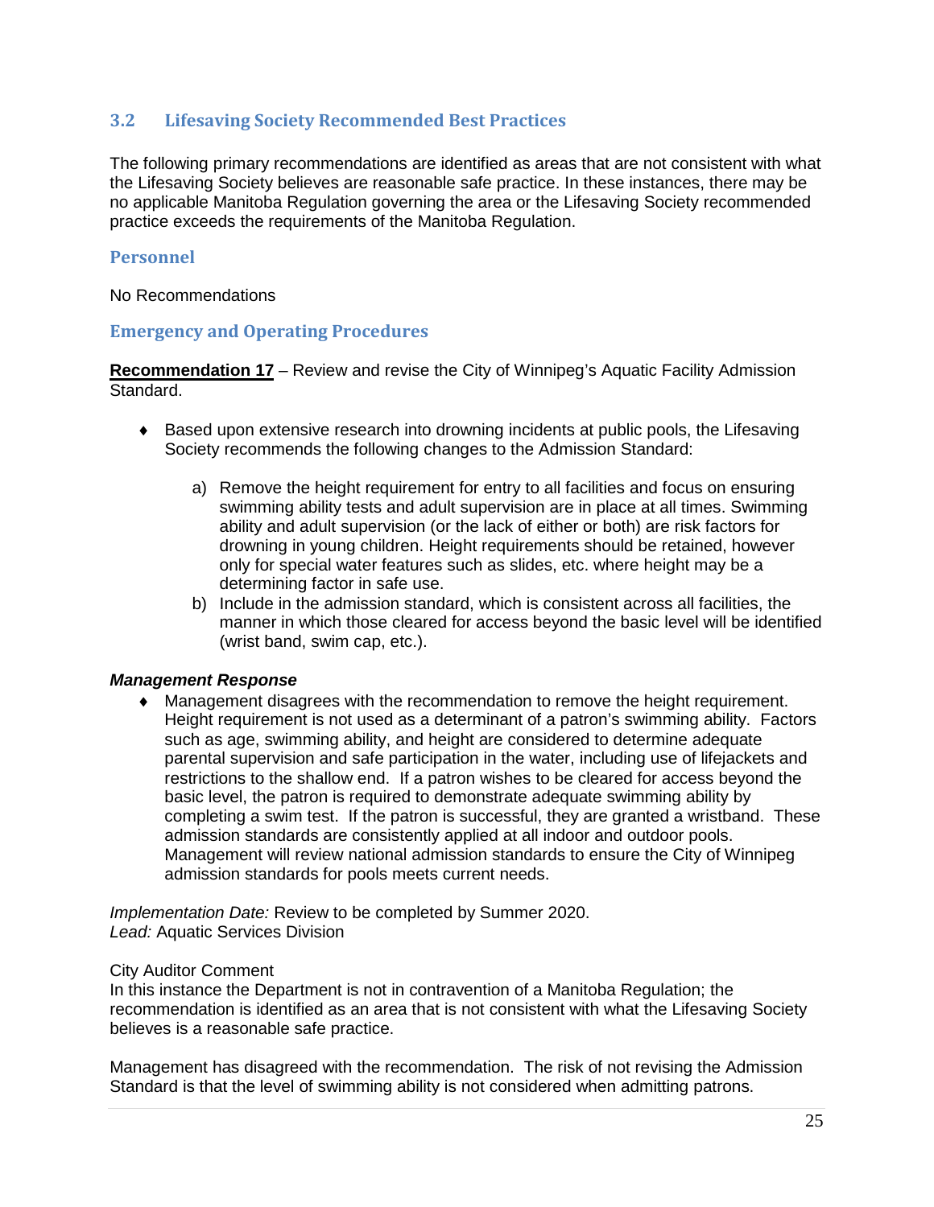## 3.2 Lifesaving Society Recommended Best Practices

The following primary recommendations are identified as areas that are not consistent with what the Lifesaving Society believes are reasonable safe practice. In these instances, there may be no applicable Manitoba Regulation governing the area or the Lifesaving Society recommended practice exceeds the requirements of the Manitoba Regulation.

### Personnel

No Recommendations

### Emergency and Operating Procedures

**Recommendation 17** – Review and revise the City of Winnipeg's Aquatic Facility Admission Standard.

- Based upon extensive research into drowning incidents at public pools, the Lifesaving Society recommends the following changes to the Admission Standard:

  a) Remove the height requirement for entry to all facilities and focus on ensuring swimming ability tests and adult supervision are in place at all times. Swimming ability and adult supervision (or the lack of either or both) are risk factors for drowning in young children. Height requirements should be retained, however only for special water features such as slides, etc. where height may be a determining factor in safe use.

  b) Include in the admission standard, which is consistent across all facilities, the manner in which those cleared for access beyond the basic level will be identified (wrist band, swim cap, etc.).

***Management Response***

- Management disagrees with the recommendation to remove the height requirement. Height requirement is not used as a determinant of a patron's swimming ability. Factors such as age, swimming ability, and height are considered to determine adequate parental supervision and safe participation in the water, including use of lifejackets and restrictions to the shallow end. If a patron wishes to be cleared for access beyond the basic level, the patron is required to demonstrate adequate swimming ability by completing a swim test. If the patron is successful, they are granted a wristband. These admission standards are consistently applied at all indoor and outdoor pools. Management will review national admission standards to ensure the City of Winnipeg admission standards for pools meets current needs.

*Implementation Date:* Review to be completed by Summer 2020.
*Lead:* Aquatic Services Division

City Auditor Comment
In this instance the Department is not in contravention of a Manitoba Regulation; the recommendation is identified as an area that is not consistent with what the Lifesaving Society believes is a reasonable safe practice.

Management has disagreed with the recommendation. The risk of not revising the Admission Standard is that the level of swimming ability is not considered when admitting patrons.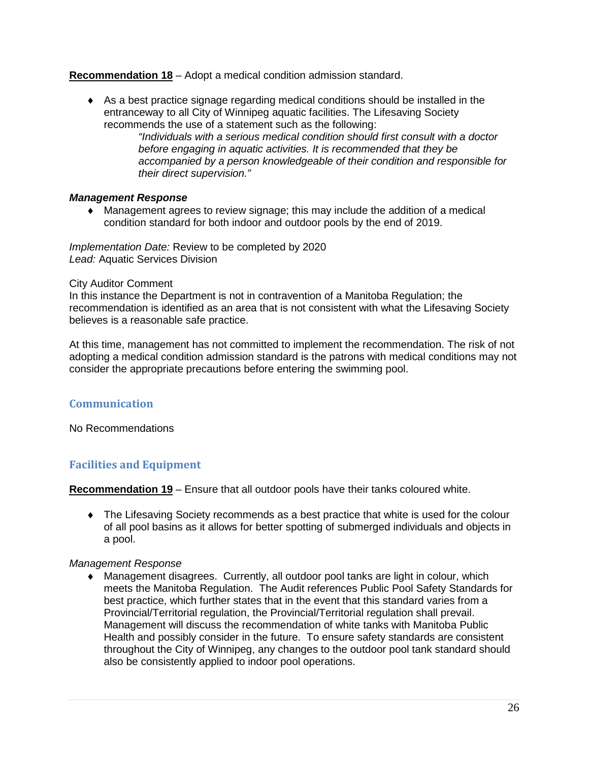**Recommendation 18** – Adopt a medical condition admission standard.

- As a best practice signage regarding medical conditions should be installed in the entranceway to all City of Winnipeg aquatic facilities. The Lifesaving Society recommends the use of a statement such as the following:

  *"Individuals with a serious medical condition should first consult with a doctor before engaging in aquatic activities. It is recommended that they be accompanied by a person knowledgeable of their condition and responsible for their direct supervision."*

***Management Response***

- Management agrees to review signage; this may include the addition of a medical condition standard for both indoor and outdoor pools by the end of 2019.

*Implementation Date:* Review to be completed by 2020
*Lead:* Aquatic Services Division

City Auditor Comment
In this instance the Department is not in contravention of a Manitoba Regulation; the recommendation is identified as an area that is not consistent with what the Lifesaving Society believes is a reasonable safe practice.

At this time, management has not committed to implement the recommendation. The risk of not adopting a medical condition admission standard is the patrons with medical conditions may not consider the appropriate precautions before entering the swimming pool.

## Communication

No Recommendations

## Facilities and Equipment

**Recommendation 19** – Ensure that all outdoor pools have their tanks coloured white.

- The Lifesaving Society recommends as a best practice that white is used for the colour of all pool basins as it allows for better spotting of submerged individuals and objects in a pool.

*Management Response*

- Management disagrees. Currently, all outdoor pool tanks are light in colour, which meets the Manitoba Regulation. The Audit references Public Pool Safety Standards for best practice, which further states that in the event that this standard varies from a Provincial/Territorial regulation, the Provincial/Territorial regulation shall prevail. Management will discuss the recommendation of white tanks with Manitoba Public Health and possibly consider in the future. To ensure safety standards are consistent throughout the City of Winnipeg, any changes to the outdoor pool tank standard should also be consistently applied to indoor pool operations.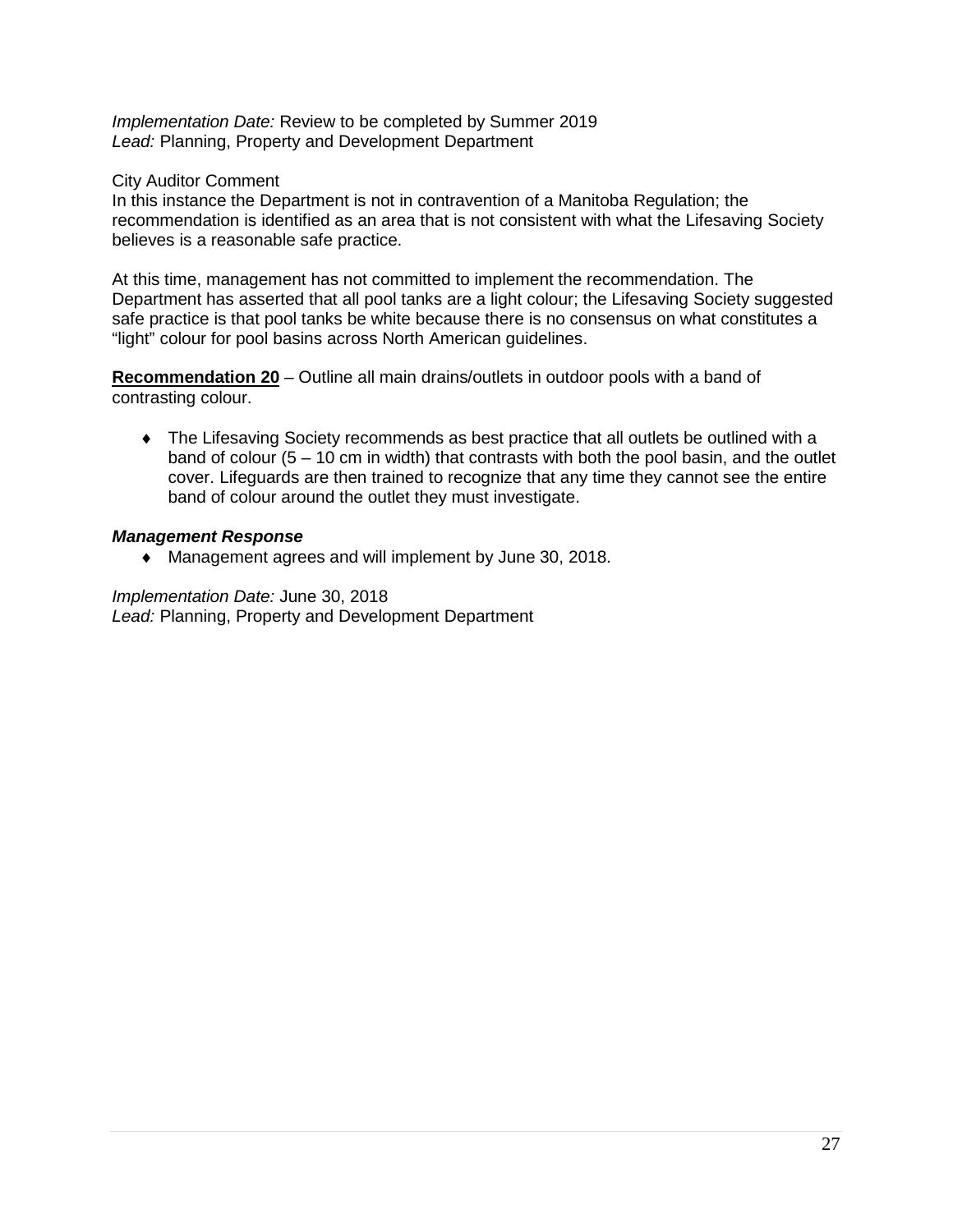*Implementation Date:* Review to be completed by Summer 2019
*Lead:* Planning, Property and Development Department

City Auditor Comment
In this instance the Department is not in contravention of a Manitoba Regulation; the recommendation is identified as an area that is not consistent with what the Lifesaving Society believes is a reasonable safe practice.

At this time, management has not committed to implement the recommendation. The Department has asserted that all pool tanks are a light colour; the Lifesaving Society suggested safe practice is that pool tanks be white because there is no consensus on what constitutes a "light" colour for pool basins across North American guidelines.

**Recommendation 20** – Outline all main drains/outlets in outdoor pools with a band of contrasting colour.

- The Lifesaving Society recommends as best practice that all outlets be outlined with a band of colour (5 – 10 cm in width) that contrasts with both the pool basin, and the outlet cover. Lifeguards are then trained to recognize that any time they cannot see the entire band of colour around the outlet they must investigate.

***Management Response***

- Management agrees and will implement by June 30, 2018.

*Implementation Date:* June 30, 2018
*Lead:* Planning, Property and Development Department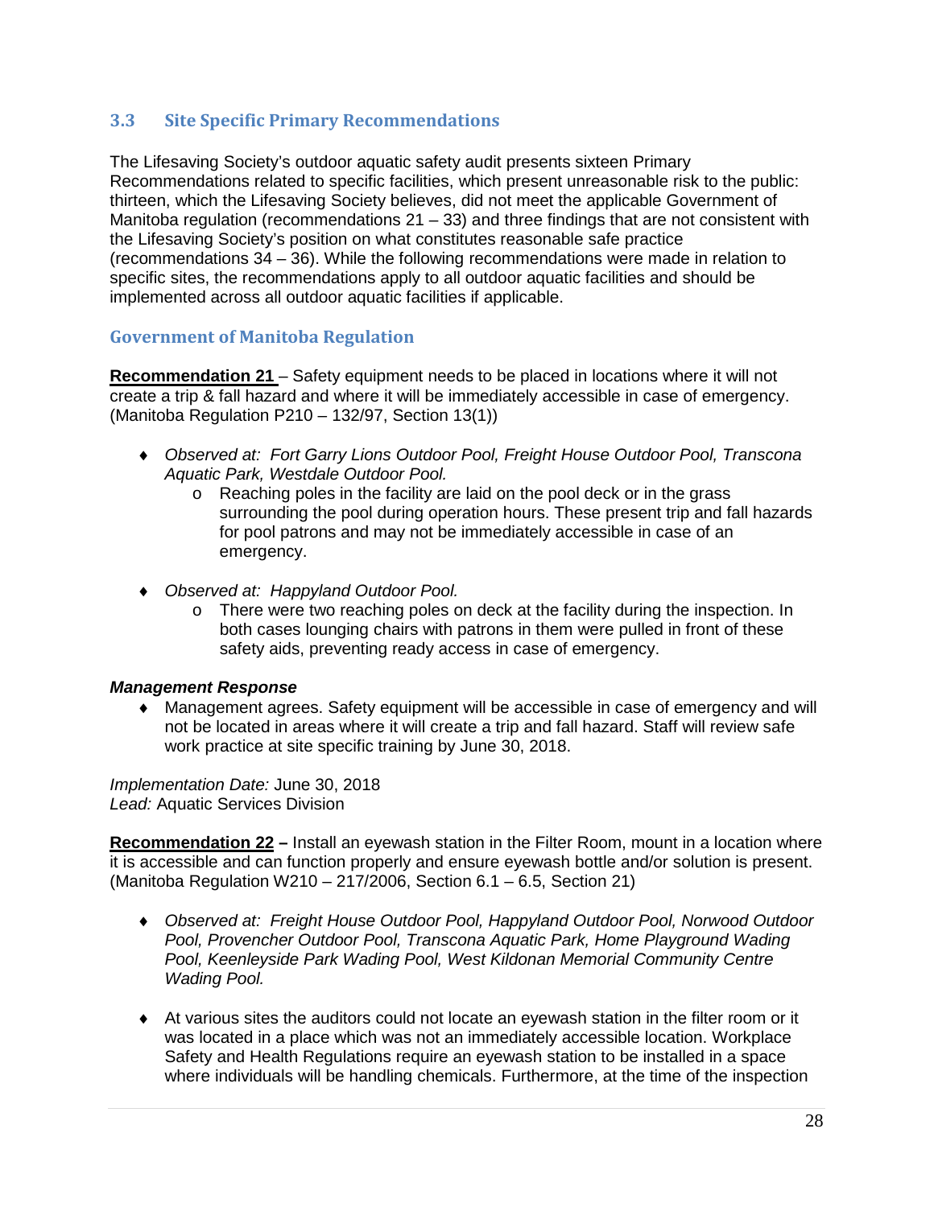### 3.3 Site Specific Primary Recommendations

The Lifesaving Society's outdoor aquatic safety audit presents sixteen Primary Recommendations related to specific facilities, which present unreasonable risk to the public: thirteen, which the Lifesaving Society believes, did not meet the applicable Government of Manitoba regulation (recommendations 21 – 33) and three findings that are not consistent with the Lifesaving Society's position on what constitutes reasonable safe practice (recommendations 34 – 36). While the following recommendations were made in relation to specific sites, the recommendations apply to all outdoor aquatic facilities and should be implemented across all outdoor aquatic facilities if applicable.

#### Government of Manitoba Regulation

**Recommendation 21** – Safety equipment needs to be placed in locations where it will not create a trip & fall hazard and where it will be immediately accessible in case of emergency. (Manitoba Regulation P210 – 132/97, Section 13(1))

- *Observed at: Fort Garry Lions Outdoor Pool, Freight House Outdoor Pool, Transcona Aquatic Park, Westdale Outdoor Pool.*
  - Reaching poles in the facility are laid on the pool deck or in the grass surrounding the pool during operation hours. These present trip and fall hazards for pool patrons and may not be immediately accessible in case of an emergency.
- *Observed at: Happyland Outdoor Pool.*
  - There were two reaching poles on deck at the facility during the inspection. In both cases lounging chairs with patrons in them were pulled in front of these safety aids, preventing ready access in case of emergency.

***Management Response***

- Management agrees. Safety equipment will be accessible in case of emergency and will not be located in areas where it will create a trip and fall hazard. Staff will review safe work practice at site specific training by June 30, 2018.

*Implementation Date:* June 30, 2018
*Lead:* Aquatic Services Division

**Recommendation 22 –** Install an eyewash station in the Filter Room, mount in a location where it is accessible and can function properly and ensure eyewash bottle and/or solution is present. (Manitoba Regulation W210 – 217/2006, Section 6.1 – 6.5, Section 21)

- *Observed at: Freight House Outdoor Pool, Happyland Outdoor Pool, Norwood Outdoor Pool, Provencher Outdoor Pool, Transcona Aquatic Park, Home Playground Wading Pool, Keenleyside Park Wading Pool, West Kildonan Memorial Community Centre Wading Pool.*
- At various sites the auditors could not locate an eyewash station in the filter room or it was located in a place which was not an immediately accessible location. Workplace Safety and Health Regulations require an eyewash station to be installed in a space where individuals will be handling chemicals. Furthermore, at the time of the inspection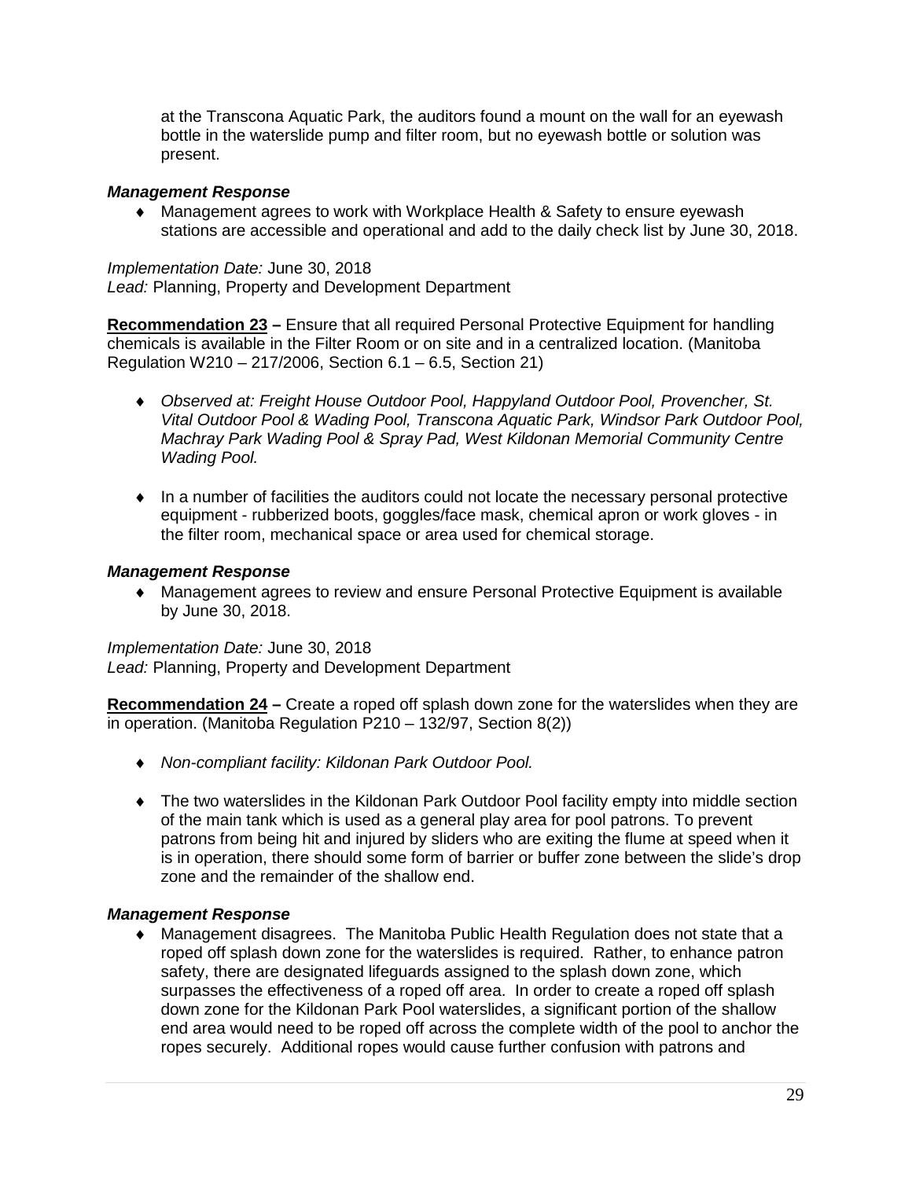at the Transcona Aquatic Park, the auditors found a mount on the wall for an eyewash bottle in the waterslide pump and filter room, but no eyewash bottle or solution was present.

***Management Response***

- Management agrees to work with Workplace Health & Safety to ensure eyewash stations are accessible and operational and add to the daily check list by June 30, 2018.

*Implementation Date:* June 30, 2018
*Lead:* Planning, Property and Development Department

**Recommendation 23 –** Ensure that all required Personal Protective Equipment for handling chemicals is available in the Filter Room or on site and in a centralized location. (Manitoba Regulation W210 – 217/2006, Section 6.1 – 6.5, Section 21)

- *Observed at: Freight House Outdoor Pool, Happyland Outdoor Pool, Provencher, St. Vital Outdoor Pool & Wading Pool, Transcona Aquatic Park, Windsor Park Outdoor Pool, Machray Park Wading Pool & Spray Pad, West Kildonan Memorial Community Centre Wading Pool.*
- In a number of facilities the auditors could not locate the necessary personal protective equipment - rubberized boots, goggles/face mask, chemical apron or work gloves - in the filter room, mechanical space or area used for chemical storage.

***Management Response***

- Management agrees to review and ensure Personal Protective Equipment is available by June 30, 2018.

*Implementation Date:* June 30, 2018
*Lead:* Planning, Property and Development Department

**Recommendation 24 –** Create a roped off splash down zone for the waterslides when they are in operation. (Manitoba Regulation P210 – 132/97, Section 8(2))

- *Non-compliant facility: Kildonan Park Outdoor Pool.*
- The two waterslides in the Kildonan Park Outdoor Pool facility empty into middle section of the main tank which is used as a general play area for pool patrons. To prevent patrons from being hit and injured by sliders who are exiting the flume at speed when it is in operation, there should some form of barrier or buffer zone between the slide's drop zone and the remainder of the shallow end.

***Management Response***

- Management disagrees. The Manitoba Public Health Regulation does not state that a roped off splash down zone for the waterslides is required. Rather, to enhance patron safety, there are designated lifeguards assigned to the splash down zone, which surpasses the effectiveness of a roped off area. In order to create a roped off splash down zone for the Kildonan Park Pool waterslides, a significant portion of the shallow end area would need to be roped off across the complete width of the pool to anchor the ropes securely. Additional ropes would cause further confusion with patrons and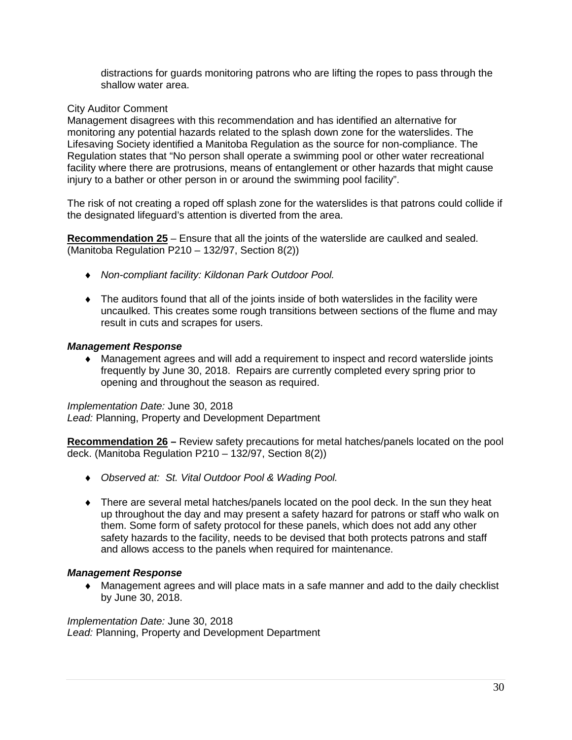distractions for guards monitoring patrons who are lifting the ropes to pass through the shallow water area.

City Auditor Comment
Management disagrees with this recommendation and has identified an alternative for monitoring any potential hazards related to the splash down zone for the waterslides. The Lifesaving Society identified a Manitoba Regulation as the source for non-compliance. The Regulation states that "No person shall operate a swimming pool or other water recreational facility where there are protrusions, means of entanglement or other hazards that might cause injury to a bather or other person in or around the swimming pool facility".

The risk of not creating a roped off splash zone for the waterslides is that patrons could collide if the designated lifeguard's attention is diverted from the area.

**Recommendation 25** – Ensure that all the joints of the waterslide are caulked and sealed. (Manitoba Regulation P210 – 132/97, Section 8(2))

- *Non-compliant facility: Kildonan Park Outdoor Pool.*
- The auditors found that all of the joints inside of both waterslides in the facility were uncaulked. This creates some rough transitions between sections of the flume and may result in cuts and scrapes for users.

***Management Response***

- Management agrees and will add a requirement to inspect and record waterslide joints frequently by June 30, 2018. Repairs are currently completed every spring prior to opening and throughout the season as required.

*Implementation Date:* June 30, 2018
*Lead:* Planning, Property and Development Department

**Recommendation 26 –** Review safety precautions for metal hatches/panels located on the pool deck. (Manitoba Regulation P210 – 132/97, Section 8(2))

- *Observed at: St. Vital Outdoor Pool & Wading Pool.*
- There are several metal hatches/panels located on the pool deck. In the sun they heat up throughout the day and may present a safety hazard for patrons or staff who walk on them. Some form of safety protocol for these panels, which does not add any other safety hazards to the facility, needs to be devised that both protects patrons and staff and allows access to the panels when required for maintenance.

***Management Response***

- Management agrees and will place mats in a safe manner and add to the daily checklist by June 30, 2018.

*Implementation Date:* June 30, 2018
*Lead:* Planning, Property and Development Department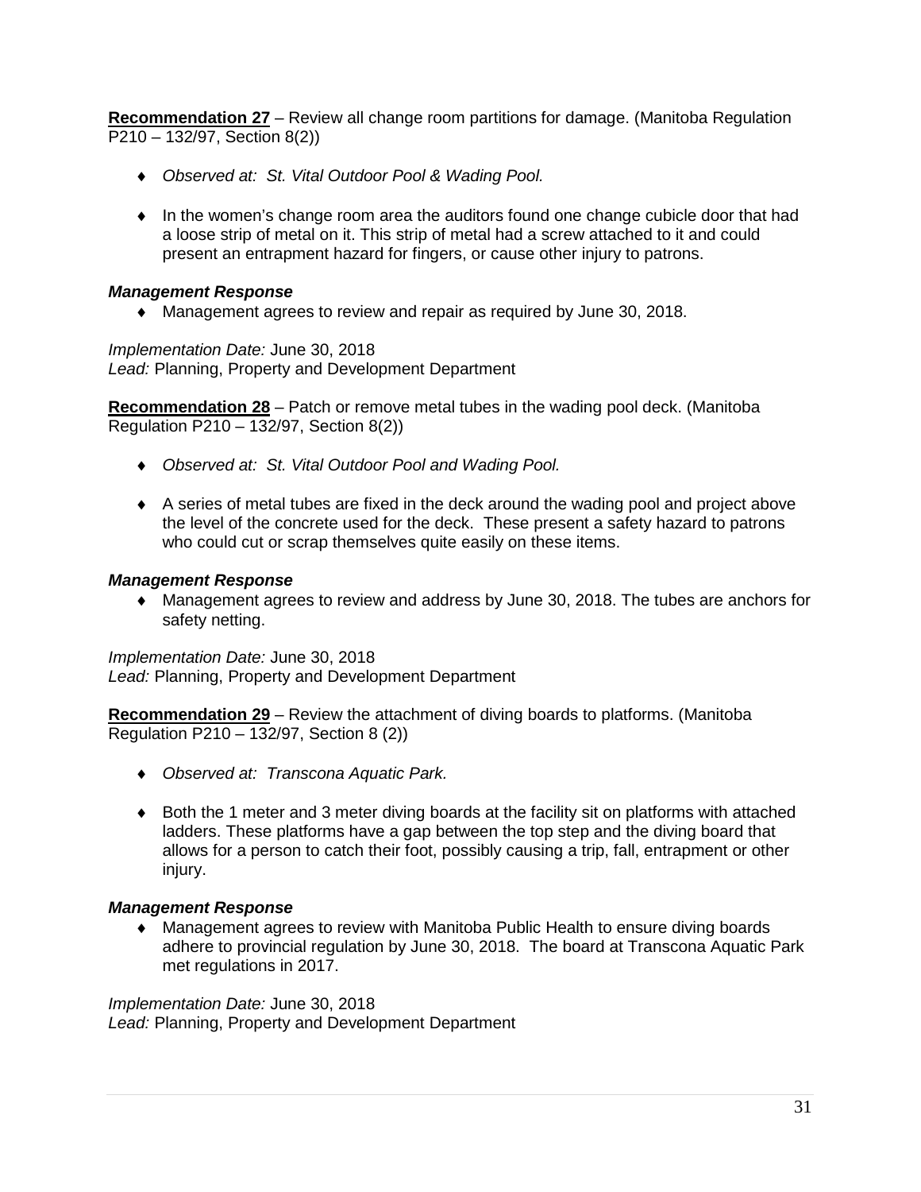**<u>Recommendation 27</u>** – Review all change room partitions for damage. (Manitoba Regulation P210 – 132/97, Section 8(2))

- *Observed at: St. Vital Outdoor Pool & Wading Pool.*
- In the women's change room area the auditors found one change cubicle door that had a loose strip of metal on it. This strip of metal had a screw attached to it and could present an entrapment hazard for fingers, or cause other injury to patrons.

***Management Response***

- Management agrees to review and repair as required by June 30, 2018.

*Implementation Date:* June 30, 2018
*Lead:* Planning, Property and Development Department

**<u>Recommendation 28</u>** – Patch or remove metal tubes in the wading pool deck. (Manitoba Regulation P210 – 132/97, Section 8(2))

- *Observed at: St. Vital Outdoor Pool and Wading Pool.*
- A series of metal tubes are fixed in the deck around the wading pool and project above the level of the concrete used for the deck. These present a safety hazard to patrons who could cut or scrap themselves quite easily on these items.

***Management Response***

- Management agrees to review and address by June 30, 2018. The tubes are anchors for safety netting.

*Implementation Date:* June 30, 2018
*Lead:* Planning, Property and Development Department

**<u>Recommendation 29</u>** – Review the attachment of diving boards to platforms. (Manitoba Regulation P210 – 132/97, Section 8 (2))

- *Observed at: Transcona Aquatic Park.*
- Both the 1 meter and 3 meter diving boards at the facility sit on platforms with attached ladders. These platforms have a gap between the top step and the diving board that allows for a person to catch their foot, possibly causing a trip, fall, entrapment or other injury.

***Management Response***

- Management agrees to review with Manitoba Public Health to ensure diving boards adhere to provincial regulation by June 30, 2018. The board at Transcona Aquatic Park met regulations in 2017.

*Implementation Date:* June 30, 2018
*Lead:* Planning, Property and Development Department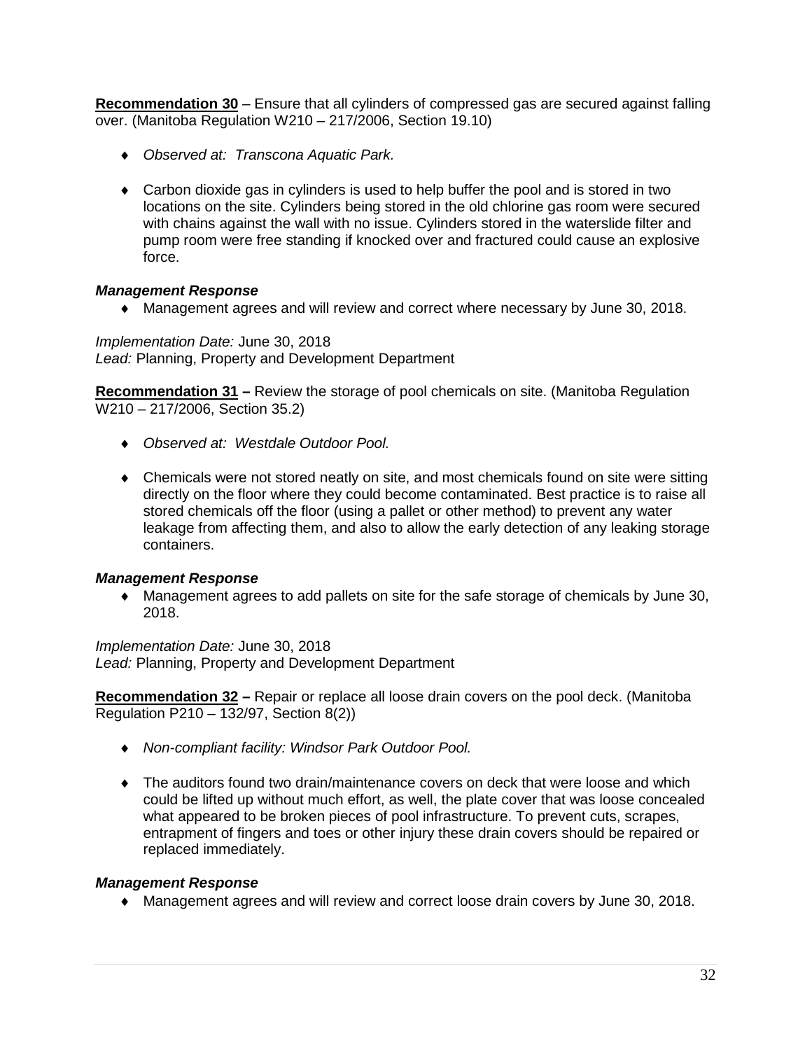**<u>Recommendation 30</u>** – Ensure that all cylinders of compressed gas are secured against falling over. (Manitoba Regulation W210 – 217/2006, Section 19.10)

- *Observed at: Transcona Aquatic Park.*
- Carbon dioxide gas in cylinders is used to help buffer the pool and is stored in two locations on the site. Cylinders being stored in the old chlorine gas room were secured with chains against the wall with no issue. Cylinders stored in the waterslide filter and pump room were free standing if knocked over and fractured could cause an explosive force.

***Management Response***

- Management agrees and will review and correct where necessary by June 30, 2018.

*Implementation Date:* June 30, 2018
*Lead:* Planning, Property and Development Department

**<u>Recommendation 31</u> –** Review the storage of pool chemicals on site. (Manitoba Regulation W210 – 217/2006, Section 35.2)

- *Observed at: Westdale Outdoor Pool.*
- Chemicals were not stored neatly on site, and most chemicals found on site were sitting directly on the floor where they could become contaminated. Best practice is to raise all stored chemicals off the floor (using a pallet or other method) to prevent any water leakage from affecting them, and also to allow the early detection of any leaking storage containers.

***Management Response***

- Management agrees to add pallets on site for the safe storage of chemicals by June 30, 2018.

*Implementation Date:* June 30, 2018
*Lead:* Planning, Property and Development Department

**<u>Recommendation 32</u> –** Repair or replace all loose drain covers on the pool deck. (Manitoba Regulation P210 – 132/97, Section 8(2))

- *Non-compliant facility: Windsor Park Outdoor Pool.*
- The auditors found two drain/maintenance covers on deck that were loose and which could be lifted up without much effort, as well, the plate cover that was loose concealed what appeared to be broken pieces of pool infrastructure. To prevent cuts, scrapes, entrapment of fingers and toes or other injury these drain covers should be repaired or replaced immediately.

***Management Response***

- Management agrees and will review and correct loose drain covers by June 30, 2018.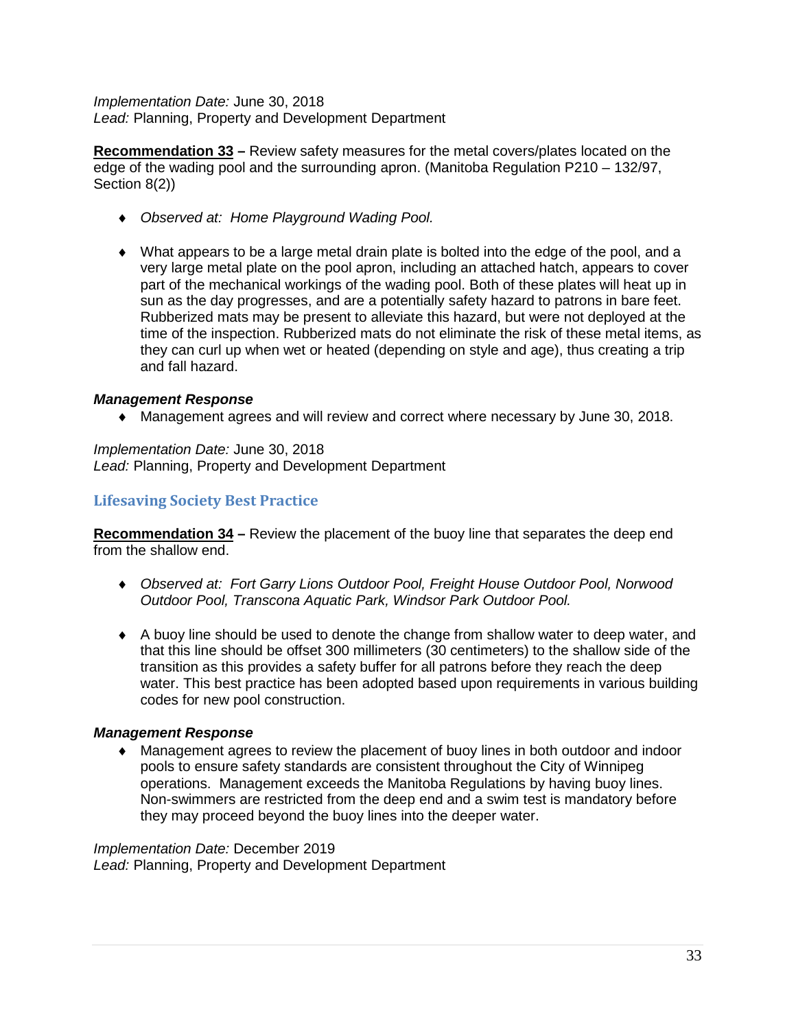*Implementation Date:* June 30, 2018
*Lead:* Planning, Property and Development Department

**Recommendation 33 –** Review safety measures for the metal covers/plates located on the edge of the wading pool and the surrounding apron. (Manitoba Regulation P210 – 132/97, Section 8(2))

- *Observed at: Home Playground Wading Pool.*

- What appears to be a large metal drain plate is bolted into the edge of the pool, and a very large metal plate on the pool apron, including an attached hatch, appears to cover part of the mechanical workings of the wading pool. Both of these plates will heat up in sun as the day progresses, and are a potentially safety hazard to patrons in bare feet. Rubberized mats may be present to alleviate this hazard, but were not deployed at the time of the inspection. Rubberized mats do not eliminate the risk of these metal items, as they can curl up when wet or heated (depending on style and age), thus creating a trip and fall hazard.

***Management Response***

- Management agrees and will review and correct where necessary by June 30, 2018.

*Implementation Date:* June 30, 2018
*Lead:* Planning, Property and Development Department

## Lifesaving Society Best Practice

**Recommendation 34 –** Review the placement of the buoy line that separates the deep end from the shallow end.

- *Observed at: Fort Garry Lions Outdoor Pool, Freight House Outdoor Pool, Norwood Outdoor Pool, Transcona Aquatic Park, Windsor Park Outdoor Pool.*

- A buoy line should be used to denote the change from shallow water to deep water, and that this line should be offset 300 millimeters (30 centimeters) to the shallow side of the transition as this provides a safety buffer for all patrons before they reach the deep water. This best practice has been adopted based upon requirements in various building codes for new pool construction.

***Management Response***

- Management agrees to review the placement of buoy lines in both outdoor and indoor pools to ensure safety standards are consistent throughout the City of Winnipeg operations. Management exceeds the Manitoba Regulations by having buoy lines. Non-swimmers are restricted from the deep end and a swim test is mandatory before they may proceed beyond the buoy lines into the deeper water.

*Implementation Date:* December 2019
*Lead:* Planning, Property and Development Department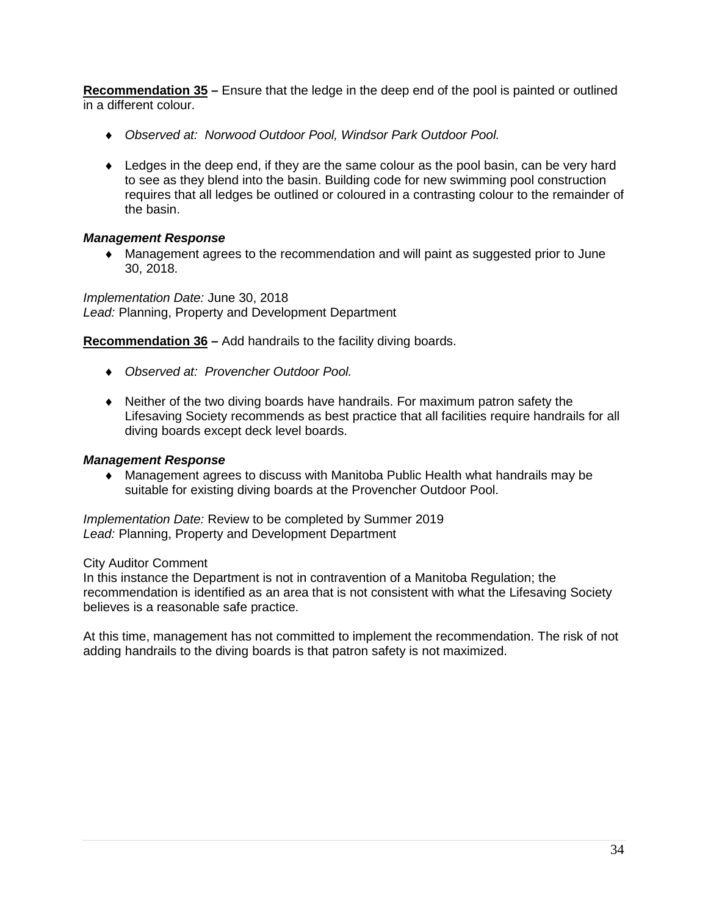**Recommendation 35 –** Ensure that the ledge in the deep end of the pool is painted or outlined in a different colour.

- *Observed at: Norwood Outdoor Pool, Windsor Park Outdoor Pool.*

- Ledges in the deep end, if they are the same colour as the pool basin, can be very hard to see as they blend into the basin. Building code for new swimming pool construction requires that all ledges be outlined or coloured in a contrasting colour to the remainder of the basin.

***Management Response***

- Management agrees to the recommendation and will paint as suggested prior to June 30, 2018.

*Implementation Date:* June 30, 2018
*Lead:* Planning, Property and Development Department

**Recommendation 36 –** Add handrails to the facility diving boards.

- *Observed at: Provencher Outdoor Pool.*

- Neither of the two diving boards have handrails. For maximum patron safety the Lifesaving Society recommends as best practice that all facilities require handrails for all diving boards except deck level boards.

***Management Response***

- Management agrees to discuss with Manitoba Public Health what handrails may be suitable for existing diving boards at the Provencher Outdoor Pool.

*Implementation Date:* Review to be completed by Summer 2019
*Lead:* Planning, Property and Development Department

City Auditor Comment
In this instance the Department is not in contravention of a Manitoba Regulation; the recommendation is identified as an area that is not consistent with what the Lifesaving Society believes is a reasonable safe practice.

At this time, management has not committed to implement the recommendation. The risk of not adding handrails to the diving boards is that patron safety is not maximized.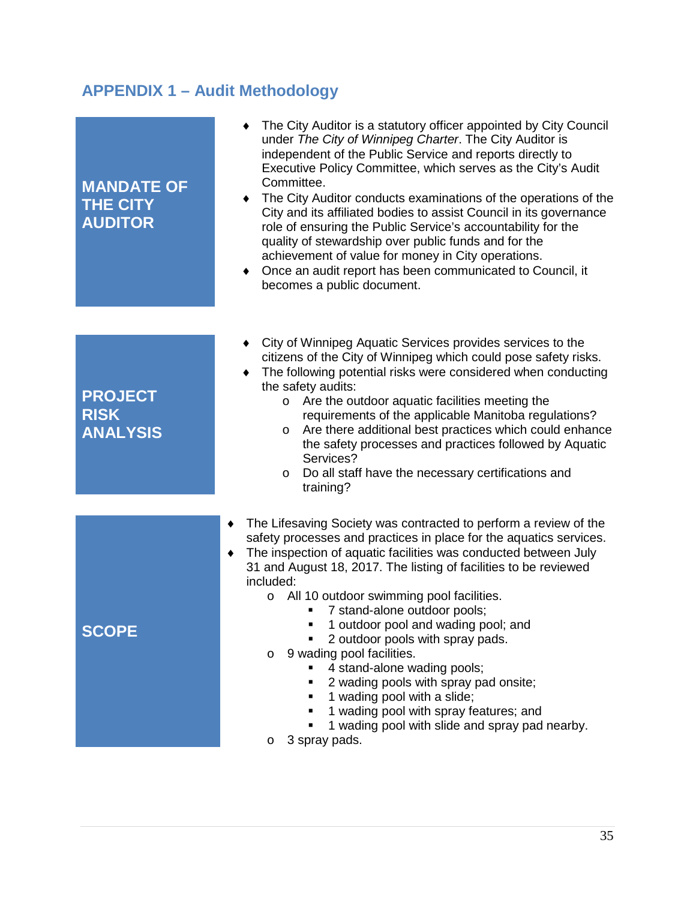## APPENDIX 1 – Audit Methodology

### MANDATE OF THE CITY AUDITOR

- The City Auditor is a statutory officer appointed by City Council under *The City of Winnipeg Charter*. The City Auditor is independent of the Public Service and reports directly to Executive Policy Committee, which serves as the City's Audit Committee.
- The City Auditor conducts examinations of the operations of the City and its affiliated bodies to assist Council in its governance role of ensuring the Public Service's accountability for the quality of stewardship over public funds and for the achievement of value for money in City operations.
- Once an audit report has been communicated to Council, it becomes a public document.

### PROJECT RISK ANALYSIS

- City of Winnipeg Aquatic Services provides services to the citizens of the City of Winnipeg which could pose safety risks.
- The following potential risks were considered when conducting the safety audits:
  - Are the outdoor aquatic facilities meeting the requirements of the applicable Manitoba regulations?
  - Are there additional best practices which could enhance the safety processes and practices followed by Aquatic Services?
  - Do all staff have the necessary certifications and training?

### SCOPE

- The Lifesaving Society was contracted to perform a review of the safety processes and practices in place for the aquatics services.
- The inspection of aquatic facilities was conducted between July 31 and August 18, 2017. The listing of facilities to be reviewed included:
  - All 10 outdoor swimming pool facilities.
    - 7 stand-alone outdoor pools;
    - 1 outdoor pool and wading pool; and
    - 2 outdoor pools with spray pads.
  - 9 wading pool facilities.
    - 4 stand-alone wading pools;
    - 2 wading pools with spray pad onsite;
    - 1 wading pool with a slide;
    - 1 wading pool with spray features; and
    - 1 wading pool with slide and spray pad nearby.
  - 3 spray pads.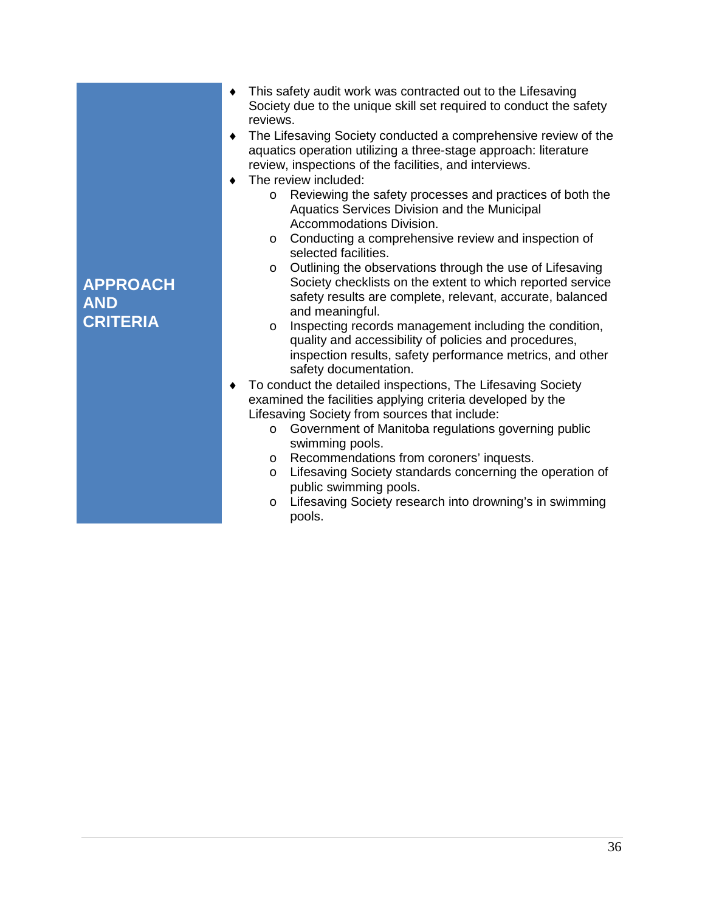## APPROACH AND CRITERIA

- This safety audit work was contracted out to the Lifesaving Society due to the unique skill set required to conduct the safety reviews.
- The Lifesaving Society conducted a comprehensive review of the aquatics operation utilizing a three-stage approach: literature review, inspections of the facilities, and interviews.
- The review included:
  - Reviewing the safety processes and practices of both the Aquatics Services Division and the Municipal Accommodations Division.
  - Conducting a comprehensive review and inspection of selected facilities.
  - Outlining the observations through the use of Lifesaving Society checklists on the extent to which reported service safety results are complete, relevant, accurate, balanced and meaningful.
  - Inspecting records management including the condition, quality and accessibility of policies and procedures, inspection results, safety performance metrics, and other safety documentation.
- To conduct the detailed inspections, The Lifesaving Society examined the facilities applying criteria developed by the Lifesaving Society from sources that include:
  - Government of Manitoba regulations governing public swimming pools.
  - Recommendations from coroners' inquests.
  - Lifesaving Society standards concerning the operation of public swimming pools.
  - Lifesaving Society research into drowning's in swimming pools.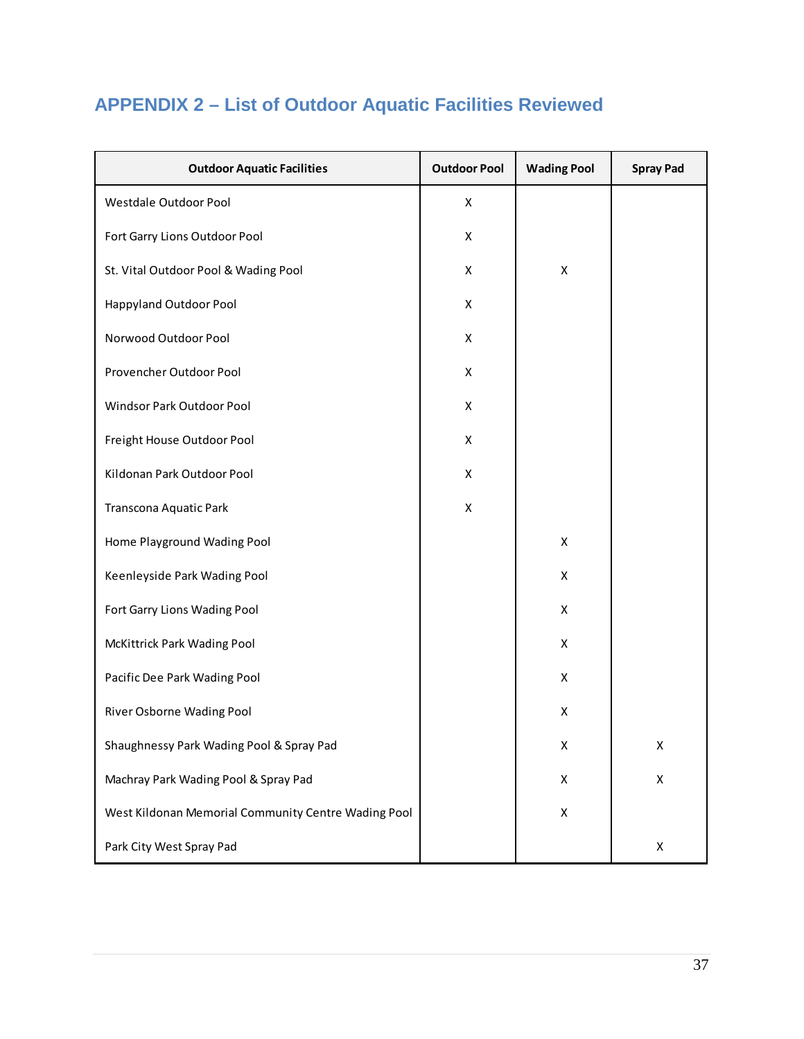## APPENDIX 2 – List of Outdoor Aquatic Facilities Reviewed

| Outdoor Aquatic Facilities | Outdoor Pool | Wading Pool | Spray Pad |
|---|---|---|---|
| Westdale Outdoor Pool | X | | |
| Fort Garry Lions Outdoor Pool | X | | |
| St. Vital Outdoor Pool & Wading Pool | X | X | |
| Happyland Outdoor Pool | X | | |
| Norwood Outdoor Pool | X | | |
| Provencher Outdoor Pool | X | | |
| Windsor Park Outdoor Pool | X | | |
| Freight House Outdoor Pool | X | | |
| Kildonan Park Outdoor Pool | X | | |
| Transcona Aquatic Park | X | | |
| Home Playground Wading Pool | | X | |
| Keenleyside Park Wading Pool | | X | |
| Fort Garry Lions Wading Pool | | X | |
| McKittrick Park Wading Pool | | X | |
| Pacific Dee Park Wading Pool | | X | |
| River Osborne Wading Pool | | X | |
| Shaughnessy Park Wading Pool & Spray Pad | | X | X |
| Machray Park Wading Pool & Spray Pad | | X | X |
| West Kildonan Memorial Community Centre Wading Pool | | X | |
| Park City West Spray Pad | | | X |